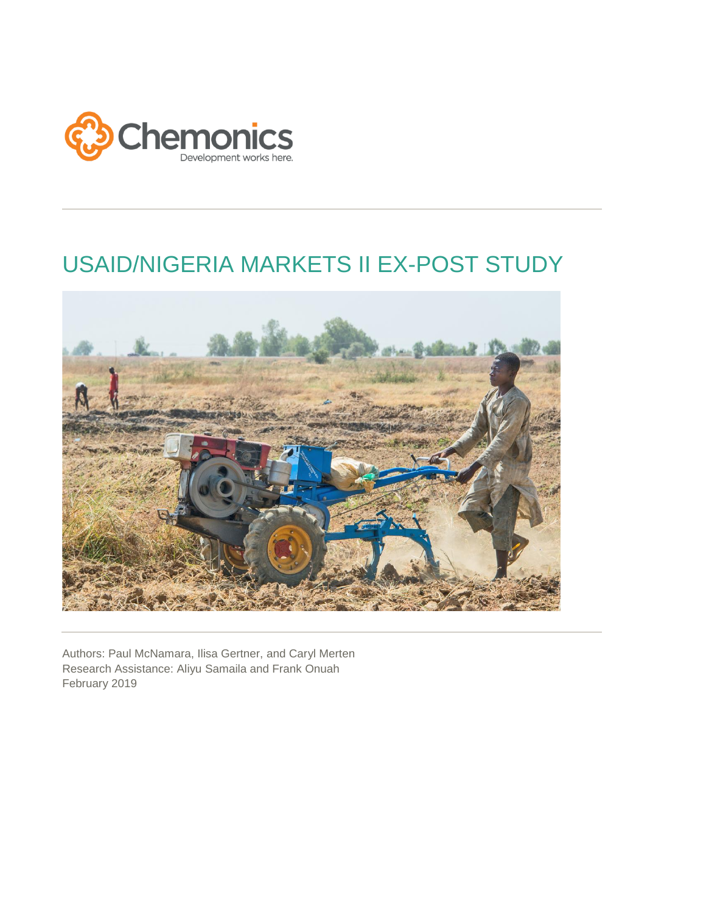Chemonics
Development works here.

# USAID/NIGERIA MARKETS II EX-POST STUDY

Authors: Paul McNamara, Ilisa Gertner, and Caryl Merten
Research Assistance: Aliyu Samaila and Frank Onuah
February 2019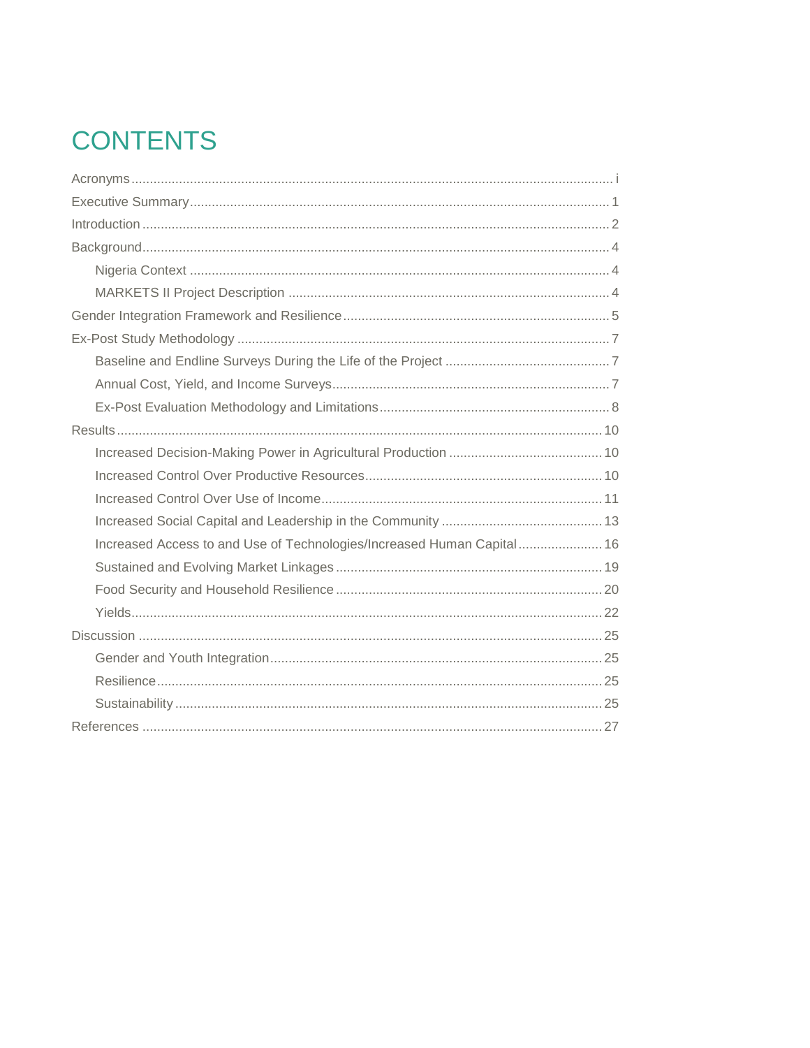# CONTENTS

Acronyms ..... i

Executive Summary ..... 1

Introduction ..... 2

Background ..... 4

- Nigeria Context ..... 4
- MARKETS II Project Description ..... 4

Gender Integration Framework and Resilience ..... 5

Ex-Post Study Methodology ..... 7

- Baseline and Endline Surveys During the Life of the Project ..... 7
- Annual Cost, Yield, and Income Surveys ..... 7
- Ex-Post Evaluation Methodology and Limitations ..... 8

Results ..... 10

- Increased Decision-Making Power in Agricultural Production ..... 10
- Increased Control Over Productive Resources ..... 10
- Increased Control Over Use of Income ..... 11
- Increased Social Capital and Leadership in the Community ..... 13
- Increased Access to and Use of Technologies/Increased Human Capital ..... 16
- Sustained and Evolving Market Linkages ..... 19
- Food Security and Household Resilience ..... 20
- Yields ..... 22

Discussion ..... 25

- Gender and Youth Integration ..... 25
- Resilience ..... 25
- Sustainability ..... 25

References ..... 27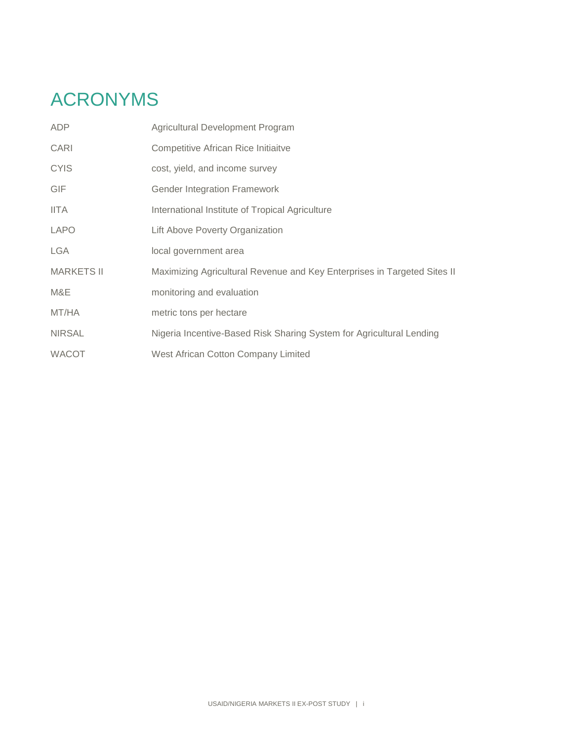# ACRONYMS

| | |
|---|---|
| ADP | Agricultural Development Program |
| CARI | Competitive African Rice Initiaitve |
| CYIS | cost, yield, and income survey |
| GIF | Gender Integration Framework |
| IITA | International Institute of Tropical Agriculture |
| LAPO | Lift Above Poverty Organization |
| LGA | local government area |
| MARKETS II | Maximizing Agricultural Revenue and Key Enterprises in Targeted Sites II |
| M&E | monitoring and evaluation |
| MT/HA | metric tons per hectare |
| NIRSAL | Nigeria Incentive-Based Risk Sharing System for Agricultural Lending |
| WACOT | West African Cotton Company Limited |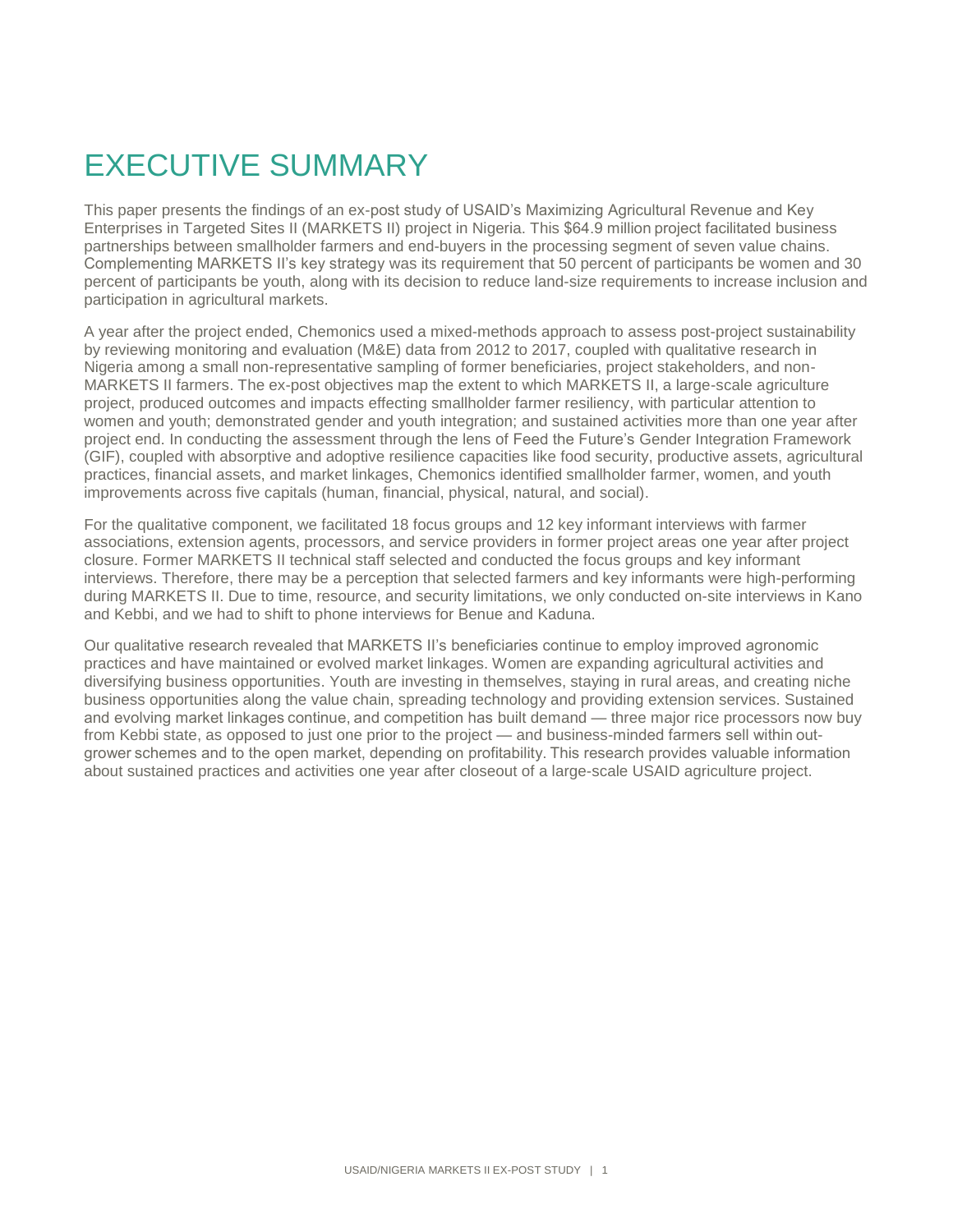# EXECUTIVE SUMMARY

This paper presents the findings of an ex-post study of USAID's Maximizing Agricultural Revenue and Key Enterprises in Targeted Sites II (MARKETS II) project in Nigeria. This $64.9 million project facilitated business partnerships between smallholder farmers and end-buyers in the processing segment of seven value chains. Complementing MARKETS II's key strategy was its requirement that 50 percent of participants be women and 30 percent of participants be youth, along with its decision to reduce land-size requirements to increase inclusion and participation in agricultural markets.

A year after the project ended, Chemonics used a mixed-methods approach to assess post-project sustainability by reviewing monitoring and evaluation (M&E) data from 2012 to 2017, coupled with qualitative research in Nigeria among a small non-representative sampling of former beneficiaries, project stakeholders, and non-MARKETS II farmers. The ex-post objectives map the extent to which MARKETS II, a large-scale agriculture project, produced outcomes and impacts effecting smallholder farmer resiliency, with particular attention to women and youth; demonstrated gender and youth integration; and sustained activities more than one year after project end. In conducting the assessment through the lens of Feed the Future's Gender Integration Framework (GIF), coupled with absorptive and adoptive resilience capacities like food security, productive assets, agricultural practices, financial assets, and market linkages, Chemonics identified smallholder farmer, women, and youth improvements across five capitals (human, financial, physical, natural, and social).

For the qualitative component, we facilitated 18 focus groups and 12 key informant interviews with farmer associations, extension agents, processors, and service providers in former project areas one year after project closure. Former MARKETS II technical staff selected and conducted the focus groups and key informant interviews. Therefore, there may be a perception that selected farmers and key informants were high-performing during MARKETS II. Due to time, resource, and security limitations, we only conducted on-site interviews in Kano and Kebbi, and we had to shift to phone interviews for Benue and Kaduna.

Our qualitative research revealed that MARKETS II's beneficiaries continue to employ improved agronomic practices and have maintained or evolved market linkages. Women are expanding agricultural activities and diversifying business opportunities. Youth are investing in themselves, staying in rural areas, and creating niche business opportunities along the value chain, spreading technology and providing extension services. Sustained and evolving market linkages continue, and competition has built demand — three major rice processors now buy from Kebbi state, as opposed to just one prior to the project — and business-minded farmers sell within out-grower schemes and to the open market, depending on profitability. This research provides valuable information about sustained practices and activities one year after closeout of a large-scale USAID agriculture project.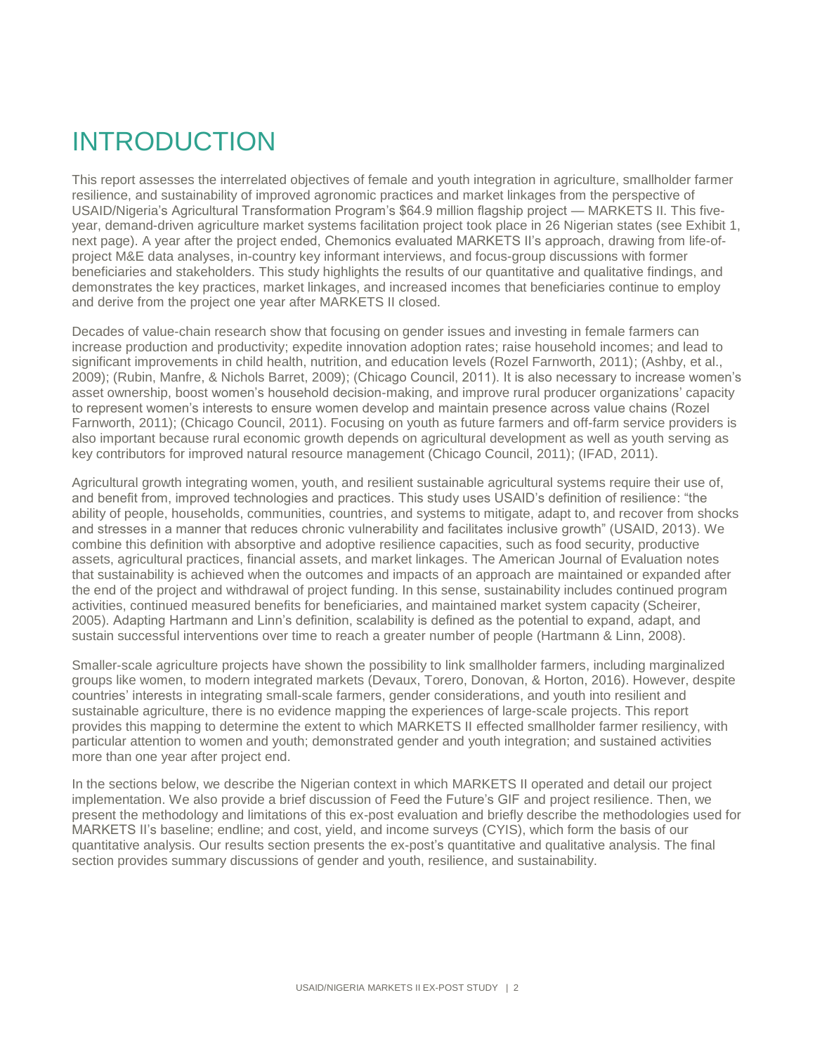# INTRODUCTION

This report assesses the interrelated objectives of female and youth integration in agriculture, smallholder farmer resilience, and sustainability of improved agronomic practices and market linkages from the perspective of USAID/Nigeria's Agricultural Transformation Program's $64.9 million flagship project — MARKETS II. This five-year, demand-driven agriculture market systems facilitation project took place in 26 Nigerian states (see Exhibit 1, next page). A year after the project ended, Chemonics evaluated MARKETS II's approach, drawing from life-of-project M&E data analyses, in-country key informant interviews, and focus-group discussions with former beneficiaries and stakeholders. This study highlights the results of our quantitative and qualitative findings, and demonstrates the key practices, market linkages, and increased incomes that beneficiaries continue to employ and derive from the project one year after MARKETS II closed.

Decades of value-chain research show that focusing on gender issues and investing in female farmers can increase production and productivity; expedite innovation adoption rates; raise household incomes; and lead to significant improvements in child health, nutrition, and education levels (Rozel Farnworth, 2011); (Ashby, et al., 2009); (Rubin, Manfre, & Nichols Barret, 2009); (Chicago Council, 2011). It is also necessary to increase women's asset ownership, boost women's household decision-making, and improve rural producer organizations' capacity to represent women's interests to ensure women develop and maintain presence across value chains (Rozel Farnworth, 2011); (Chicago Council, 2011). Focusing on youth as future farmers and off-farm service providers is also important because rural economic growth depends on agricultural development as well as youth serving as key contributors for improved natural resource management (Chicago Council, 2011); (IFAD, 2011).

Agricultural growth integrating women, youth, and resilient sustainable agricultural systems require their use of, and benefit from, improved technologies and practices. This study uses USAID's definition of resilience: "the ability of people, households, communities, countries, and systems to mitigate, adapt to, and recover from shocks and stresses in a manner that reduces chronic vulnerability and facilitates inclusive growth" (USAID, 2013). We combine this definition with absorptive and adoptive resilience capacities, such as food security, productive assets, agricultural practices, financial assets, and market linkages. The American Journal of Evaluation notes that sustainability is achieved when the outcomes and impacts of an approach are maintained or expanded after the end of the project and withdrawal of project funding. In this sense, sustainability includes continued program activities, continued measured benefits for beneficiaries, and maintained market system capacity (Scheirer, 2005). Adapting Hartmann and Linn's definition, scalability is defined as the potential to expand, adapt, and sustain successful interventions over time to reach a greater number of people (Hartmann & Linn, 2008).

Smaller-scale agriculture projects have shown the possibility to link smallholder farmers, including marginalized groups like women, to modern integrated markets (Devaux, Torero, Donovan, & Horton, 2016). However, despite countries' interests in integrating small-scale farmers, gender considerations, and youth into resilient and sustainable agriculture, there is no evidence mapping the experiences of large-scale projects. This report provides this mapping to determine the extent to which MARKETS II effected smallholder farmer resiliency, with particular attention to women and youth; demonstrated gender and youth integration; and sustained activities more than one year after project end.

In the sections below, we describe the Nigerian context in which MARKETS II operated and detail our project implementation. We also provide a brief discussion of Feed the Future's GIF and project resilience. Then, we present the methodology and limitations of this ex-post evaluation and briefly describe the methodologies used for MARKETS II's baseline; endline; and cost, yield, and income surveys (CYIS), which form the basis of our quantitative analysis. Our results section presents the ex-post's quantitative and qualitative analysis. The final section provides summary discussions of gender and youth, resilience, and sustainability.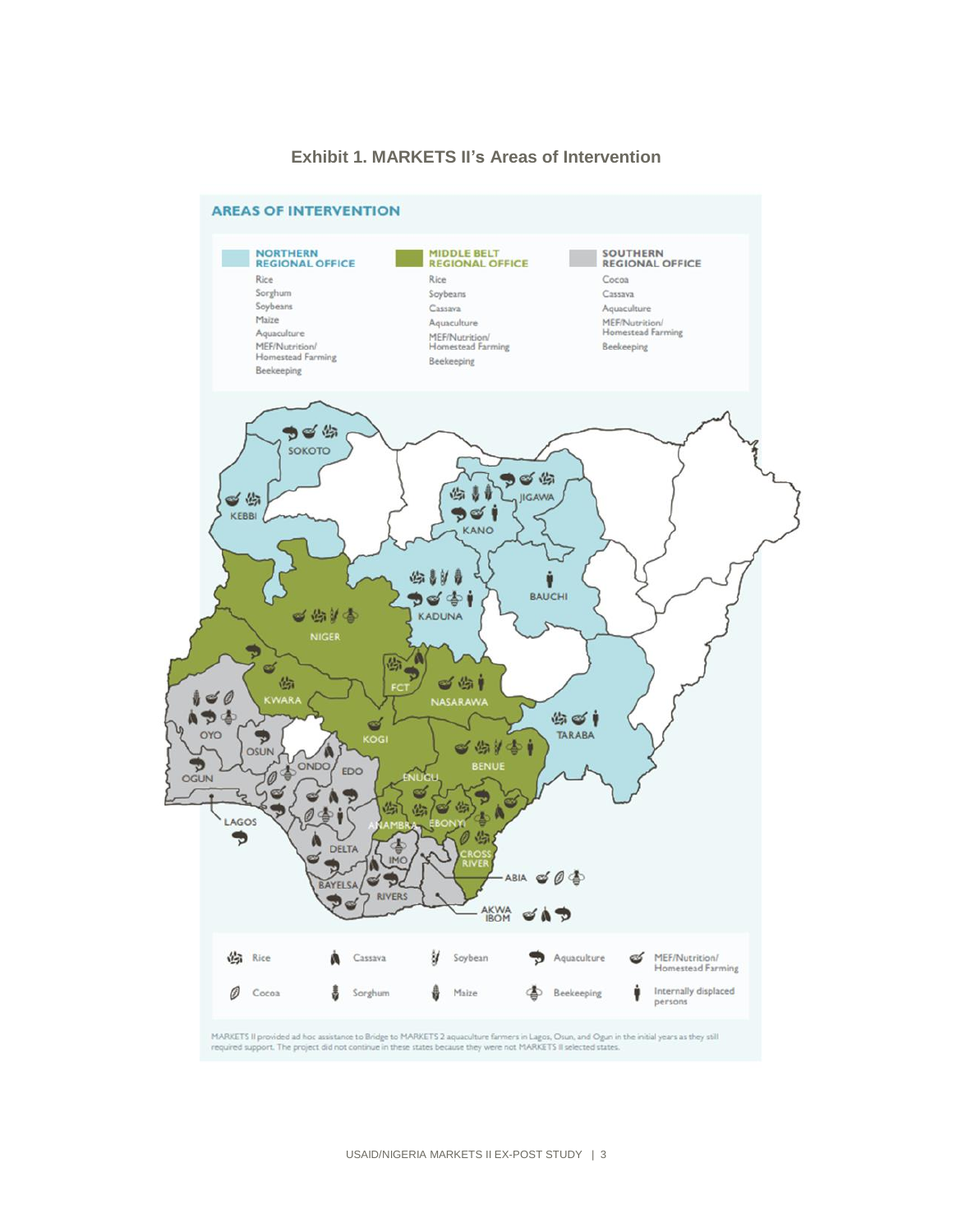**Exhibit 1. MARKETS II's Areas of Intervention**

AREAS OF INTERVENTION

NORTHERN REGIONAL OFFICE
Rice
Sorghum
Soybeans
Maize
Aquaculture
MEF/Nutrition/ Homestead Farming
Beekeeping

MIDDLE BELT REGIONAL OFFICE
Rice
Soybeans
Cassava
Aquaculture
MEF/Nutrition/ Homestead Farming
Beekeeping

SOUTHERN REGIONAL OFFICE
Cocoa
Cassava
Aquaculture
MEF/Nutrition/ Homestead Farming
Beekeeping

SOKOTO
KEBBI
JIGAWA
KANO
KADUNA
BAUCHI
NIGER
FCT
KWARA
NASARAWA
TARABA
OYO
OSUN
KOGI
BENUE
OGUN
ONDO
EDO
ENUGU
LAGOS
ANAMBRA
EBONYI
DELTA
IMO
CROSS RIVER
ABIA
BAYELSA
RIVERS
AKWA IBOM

Rice
Cassava
Soybean
Aquaculture
MEF/Nutrition/ Homestead Farming
Cocoa
Sorghum
Maize
Beekeeping
Internally displaced persons

MARKETS II provided ad hoc assistance to Bridge to MARKETS 2 aquaculture farmers in Lagos, Osun, and Ogun in the initial years as they still required support. The project did not continue in these states because they were not MARKETS II selected states.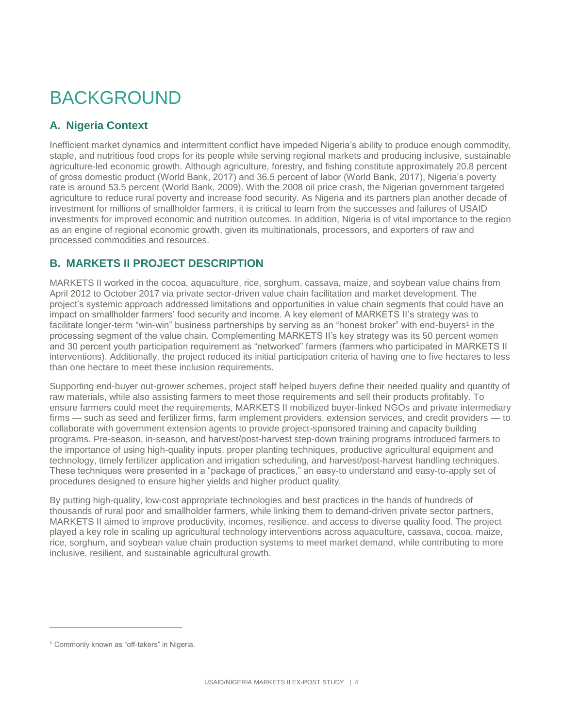# BACKGROUND

## A. Nigeria Context

Inefficient market dynamics and intermittent conflict have impeded Nigeria's ability to produce enough commodity, staple, and nutritious food crops for its people while serving regional markets and producing inclusive, sustainable agriculture-led economic growth. Although agriculture, forestry, and fishing constitute approximately 20.8 percent of gross domestic product (World Bank, 2017) and 36.5 percent of labor (World Bank, 2017), Nigeria's poverty rate is around 53.5 percent (World Bank, 2009). With the 2008 oil price crash, the Nigerian government targeted agriculture to reduce rural poverty and increase food security. As Nigeria and its partners plan another decade of investment for millions of smallholder farmers, it is critical to learn from the successes and failures of USAID investments for improved economic and nutrition outcomes. In addition, Nigeria is of vital importance to the region as an engine of regional economic growth, given its multinationals, processors, and exporters of raw and processed commodities and resources.

## B. MARKETS II PROJECT DESCRIPTION

MARKETS II worked in the cocoa, aquaculture, rice, sorghum, cassava, maize, and soybean value chains from April 2012 to October 2017 via private sector-driven value chain facilitation and market development. The project's systemic approach addressed limitations and opportunities in value chain segments that could have an impact on smallholder farmers' food security and income. A key element of MARKETS II's strategy was to facilitate longer-term "win-win" business partnerships by serving as an "honest broker" with end-buyers[1] in the processing segment of the value chain. Complementing MARKETS II's key strategy was its 50 percent women and 30 percent youth participation requirement as "networked" farmers (farmers who participated in MARKETS II interventions). Additionally, the project reduced its initial participation criteria of having one to five hectares to less than one hectare to meet these inclusion requirements.

Supporting end-buyer out-grower schemes, project staff helped buyers define their needed quality and quantity of raw materials, while also assisting farmers to meet those requirements and sell their products profitably. To ensure farmers could meet the requirements, MARKETS II mobilized buyer-linked NGOs and private intermediary firms — such as seed and fertilizer firms, farm implement providers, extension services, and credit providers — to collaborate with government extension agents to provide project-sponsored training and capacity building programs. Pre-season, in-season, and harvest/post-harvest step-down training programs introduced farmers to the importance of using high-quality inputs, proper planting techniques, productive agricultural equipment and technology, timely fertilizer application and irrigation scheduling, and harvest/post-harvest handling techniques. These techniques were presented in a "package of practices," an easy-to understand and easy-to-apply set of procedures designed to ensure higher yields and higher product quality.

By putting high-quality, low-cost appropriate technologies and best practices in the hands of hundreds of thousands of rural poor and smallholder farmers, while linking them to demand-driven private sector partners, MARKETS II aimed to improve productivity, incomes, resilience, and access to diverse quality food. The project played a key role in scaling up agricultural technology interventions across aquaculture, cassava, cocoa, maize, rice, sorghum, and soybean value chain production systems to meet market demand, while contributing to more inclusive, resilient, and sustainable agricultural growth.

[1] Commonly known as "off-takers" in Nigeria.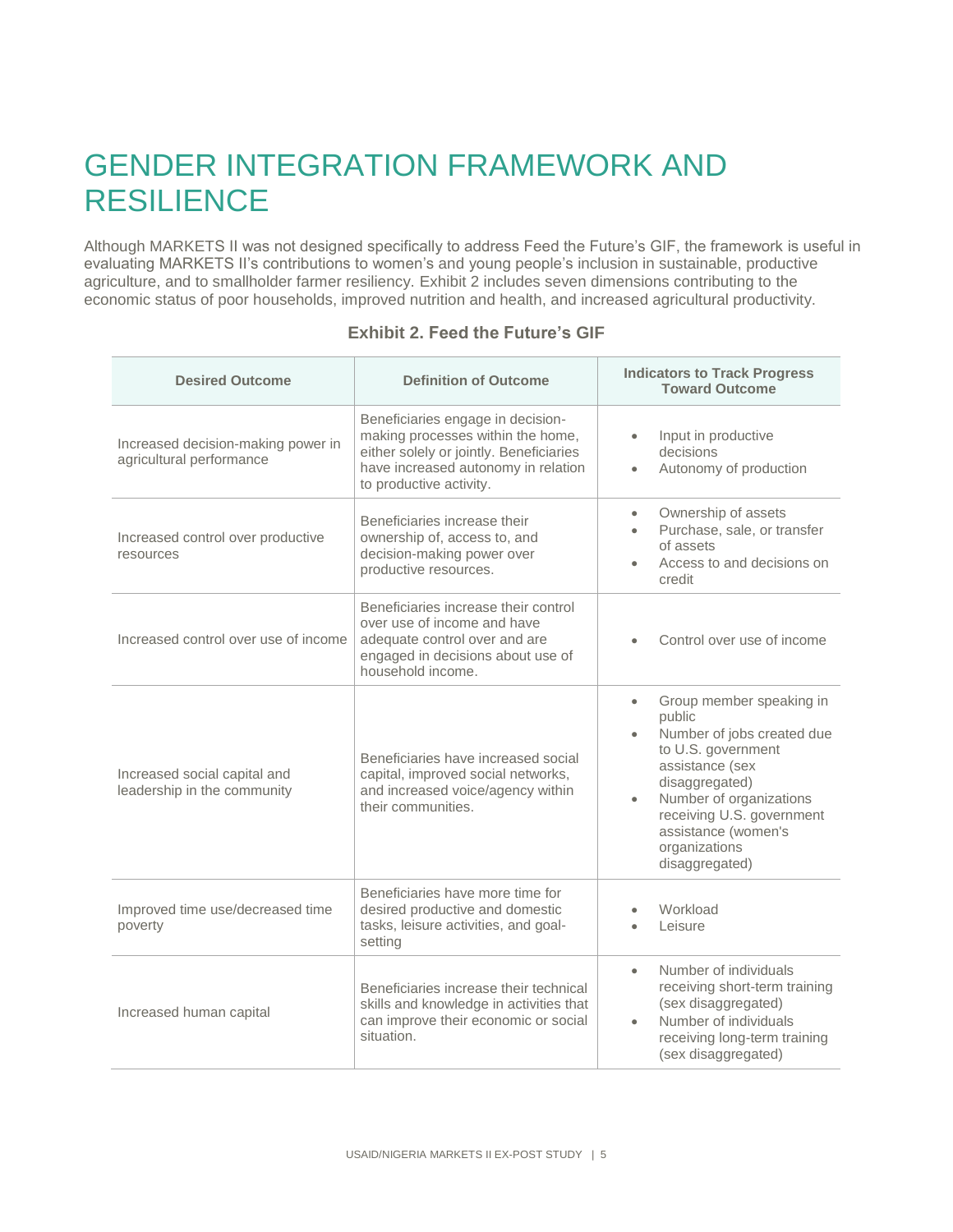# GENDER INTEGRATION FRAMEWORK AND RESILIENCE

Although MARKETS II was not designed specifically to address Feed the Future's GIF, the framework is useful in evaluating MARKETS II's contributions to women's and young people's inclusion in sustainable, productive agriculture, and to smallholder farmer resiliency. Exhibit 2 includes seven dimensions contributing to the economic status of poor households, improved nutrition and health, and increased agricultural productivity.

**Exhibit 2. Feed the Future's GIF**

| Desired Outcome | Definition of Outcome | Indicators to Track Progress Toward Outcome |
|---|---|---|
| Increased decision-making power in agricultural performance | Beneficiaries engage in decision-making processes within the home, either solely or jointly. Beneficiaries have increased autonomy in relation to productive activity. | • Input in productive decisions<br>• Autonomy of production |
| Increased control over productive resources | Beneficiaries increase their ownership of, access to, and decision-making power over productive resources. | • Ownership of assets<br>• Purchase, sale, or transfer of assets<br>• Access to and decisions on credit |
| Increased control over use of income | Beneficiaries increase their control over use of income and have adequate control over and are engaged in decisions about use of household income. | • Control over use of income |
| Increased social capital and leadership in the community | Beneficiaries have increased social capital, improved social networks, and increased voice/agency within their communities. | • Group member speaking in public<br>• Number of jobs created due to U.S. government assistance (sex disaggregated)<br>• Number of organizations receiving U.S. government assistance (women's organizations disaggregated) |
| Improved time use/decreased time poverty | Beneficiaries have more time for desired productive and domestic tasks, leisure activities, and goal-setting | • Workload<br>• Leisure |
| Increased human capital | Beneficiaries increase their technical skills and knowledge in activities that can improve their economic or social situation. | • Number of individuals receiving short-term training (sex disaggregated)<br>• Number of individuals receiving long-term training (sex disaggregated) |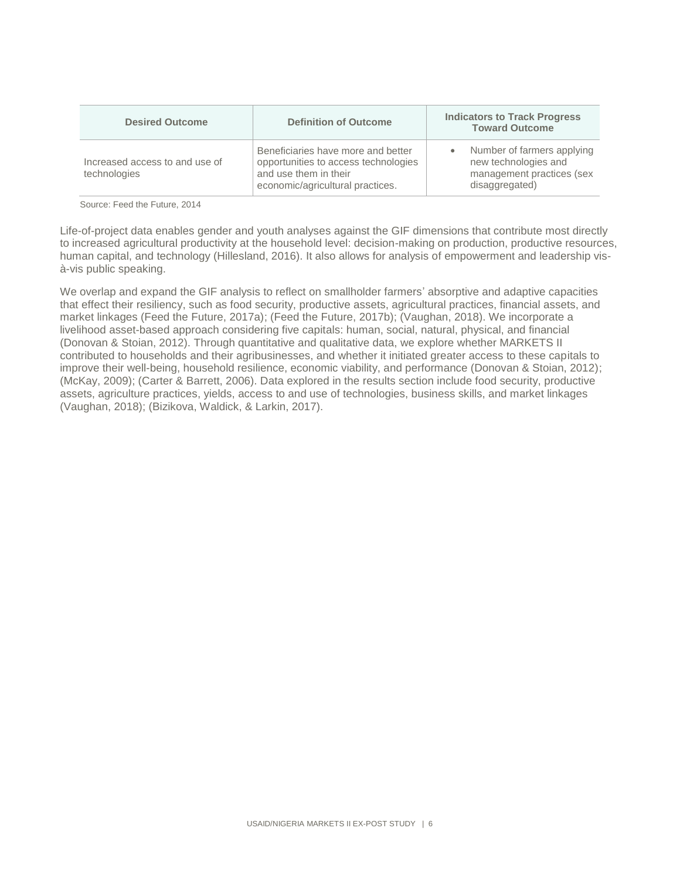| Desired Outcome | Definition of Outcome | Indicators to Track Progress Toward Outcome |
| --- | --- | --- |
| Increased access to and use of technologies | Beneficiaries have more and better opportunities to access technologies and use them in their economic/agricultural practices. | • Number of farmers applying new technologies and management practices (sex disaggregated) |

Source: Feed the Future, 2014

Life-of-project data enables gender and youth analyses against the GIF dimensions that contribute most directly to increased agricultural productivity at the household level: decision-making on production, productive resources, human capital, and technology (Hillesland, 2016). It also allows for analysis of empowerment and leadership vis-à-vis public speaking.

We overlap and expand the GIF analysis to reflect on smallholder farmers' absorptive and adaptive capacities that effect their resiliency, such as food security, productive assets, agricultural practices, financial assets, and market linkages (Feed the Future, 2017a); (Feed the Future, 2017b); (Vaughan, 2018). We incorporate a livelihood asset-based approach considering five capitals: human, social, natural, physical, and financial (Donovan & Stoian, 2012). Through quantitative and qualitative data, we explore whether MARKETS II contributed to households and their agribusinesses, and whether it initiated greater access to these capitals to improve their well-being, household resilience, economic viability, and performance (Donovan & Stoian, 2012); (McKay, 2009); (Carter & Barrett, 2006). Data explored in the results section include food security, productive assets, agriculture practices, yields, access to and use of technologies, business skills, and market linkages (Vaughan, 2018); (Bizikova, Waldick, & Larkin, 2017).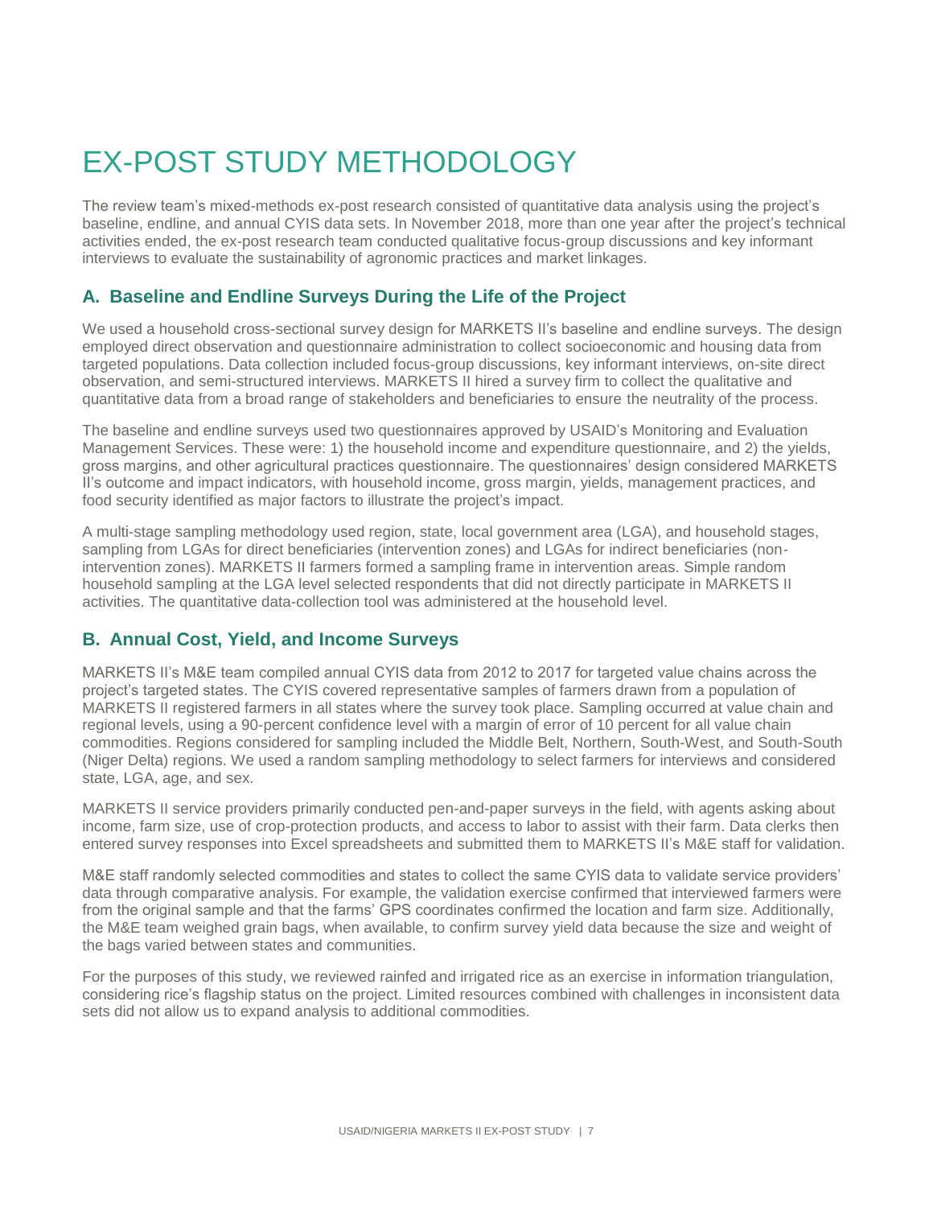# EX-POST STUDY METHODOLOGY

The review team's mixed-methods ex-post research consisted of quantitative data analysis using the project's baseline, endline, and annual CYIS data sets. In November 2018, more than one year after the project's technical activities ended, the ex-post research team conducted qualitative focus-group discussions and key informant interviews to evaluate the sustainability of agronomic practices and market linkages.

## A. Baseline and Endline Surveys During the Life of the Project

We used a household cross-sectional survey design for MARKETS II's baseline and endline surveys. The design employed direct observation and questionnaire administration to collect socioeconomic and housing data from targeted populations. Data collection included focus-group discussions, key informant interviews, on-site direct observation, and semi-structured interviews. MARKETS II hired a survey firm to collect the qualitative and quantitative data from a broad range of stakeholders and beneficiaries to ensure the neutrality of the process.

The baseline and endline surveys used two questionnaires approved by USAID's Monitoring and Evaluation Management Services. These were: 1) the household income and expenditure questionnaire, and 2) the yields, gross margins, and other agricultural practices questionnaire. The questionnaires' design considered MARKETS II's outcome and impact indicators, with household income, gross margin, yields, management practices, and food security identified as major factors to illustrate the project's impact.

A multi-stage sampling methodology used region, state, local government area (LGA), and household stages, sampling from LGAs for direct beneficiaries (intervention zones) and LGAs for indirect beneficiaries (non-intervention zones). MARKETS II farmers formed a sampling frame in intervention areas. Simple random household sampling at the LGA level selected respondents that did not directly participate in MARKETS II activities. The quantitative data-collection tool was administered at the household level.

## B. Annual Cost, Yield, and Income Surveys

MARKETS II's M&E team compiled annual CYIS data from 2012 to 2017 for targeted value chains across the project's targeted states. The CYIS covered representative samples of farmers drawn from a population of MARKETS II registered farmers in all states where the survey took place. Sampling occurred at value chain and regional levels, using a 90-percent confidence level with a margin of error of 10 percent for all value chain commodities. Regions considered for sampling included the Middle Belt, Northern, South-West, and South-South (Niger Delta) regions. We used a random sampling methodology to select farmers for interviews and considered state, LGA, age, and sex.

MARKETS II service providers primarily conducted pen-and-paper surveys in the field, with agents asking about income, farm size, use of crop-protection products, and access to labor to assist with their farm. Data clerks then entered survey responses into Excel spreadsheets and submitted them to MARKETS II's M&E staff for validation.

M&E staff randomly selected commodities and states to collect the same CYIS data to validate service providers' data through comparative analysis. For example, the validation exercise confirmed that interviewed farmers were from the original sample and that the farms' GPS coordinates confirmed the location and farm size. Additionally, the M&E team weighed grain bags, when available, to confirm survey yield data because the size and weight of the bags varied between states and communities.

For the purposes of this study, we reviewed rainfed and irrigated rice as an exercise in information triangulation, considering rice's flagship status on the project. Limited resources combined with challenges in inconsistent data sets did not allow us to expand analysis to additional commodities.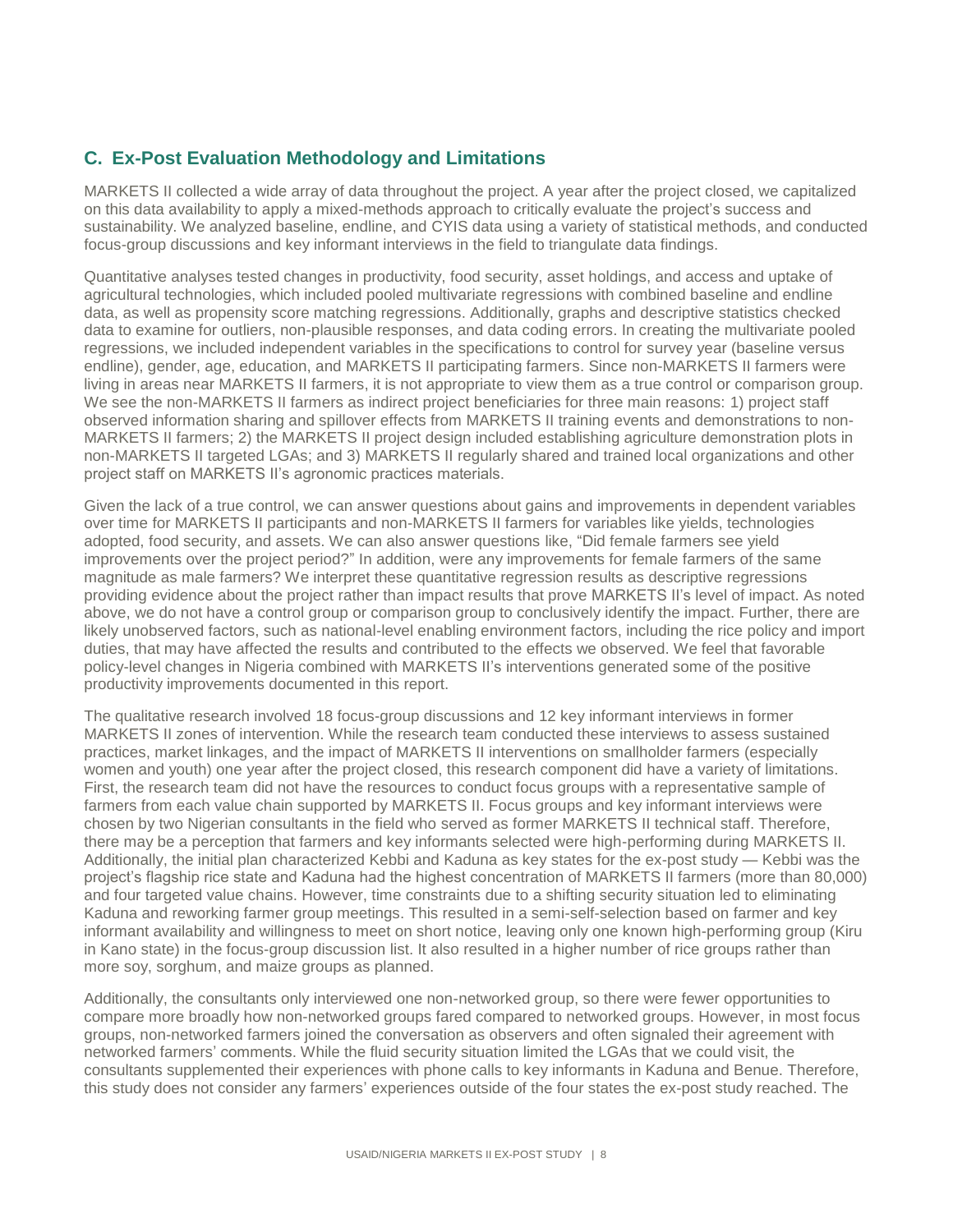## C. Ex-Post Evaluation Methodology and Limitations

MARKETS II collected a wide array of data throughout the project. A year after the project closed, we capitalized on this data availability to apply a mixed-methods approach to critically evaluate the project's success and sustainability. We analyzed baseline, endline, and CYIS data using a variety of statistical methods, and conducted focus-group discussions and key informant interviews in the field to triangulate data findings.

Quantitative analyses tested changes in productivity, food security, asset holdings, and access and uptake of agricultural technologies, which included pooled multivariate regressions with combined baseline and endline data, as well as propensity score matching regressions. Additionally, graphs and descriptive statistics checked data to examine for outliers, non-plausible responses, and data coding errors. In creating the multivariate pooled regressions, we included independent variables in the specifications to control for survey year (baseline versus endline), gender, age, education, and MARKETS II participating farmers. Since non-MARKETS II farmers were living in areas near MARKETS II farmers, it is not appropriate to view them as a true control or comparison group. We see the non-MARKETS II farmers as indirect project beneficiaries for three main reasons: 1) project staff observed information sharing and spillover effects from MARKETS II training events and demonstrations to non-MARKETS II farmers; 2) the MARKETS II project design included establishing agriculture demonstration plots in non-MARKETS II targeted LGAs; and 3) MARKETS II regularly shared and trained local organizations and other project staff on MARKETS II's agronomic practices materials.

Given the lack of a true control, we can answer questions about gains and improvements in dependent variables over time for MARKETS II participants and non-MARKETS II farmers for variables like yields, technologies adopted, food security, and assets. We can also answer questions like, "Did female farmers see yield improvements over the project period?" In addition, were any improvements for female farmers of the same magnitude as male farmers? We interpret these quantitative regression results as descriptive regressions providing evidence about the project rather than impact results that prove MARKETS II's level of impact. As noted above, we do not have a control group or comparison group to conclusively identify the impact. Further, there are likely unobserved factors, such as national-level enabling environment factors, including the rice policy and import duties, that may have affected the results and contributed to the effects we observed. We feel that favorable policy-level changes in Nigeria combined with MARKETS II's interventions generated some of the positive productivity improvements documented in this report.

The qualitative research involved 18 focus-group discussions and 12 key informant interviews in former MARKETS II zones of intervention. While the research team conducted these interviews to assess sustained practices, market linkages, and the impact of MARKETS II interventions on smallholder farmers (especially women and youth) one year after the project closed, this research component did have a variety of limitations. First, the research team did not have the resources to conduct focus groups with a representative sample of farmers from each value chain supported by MARKETS II. Focus groups and key informant interviews were chosen by two Nigerian consultants in the field who served as former MARKETS II technical staff. Therefore, there may be a perception that farmers and key informants selected were high-performing during MARKETS II. Additionally, the initial plan characterized Kebbi and Kaduna as key states for the ex-post study — Kebbi was the project's flagship rice state and Kaduna had the highest concentration of MARKETS II farmers (more than 80,000) and four targeted value chains. However, time constraints due to a shifting security situation led to eliminating Kaduna and reworking farmer group meetings. This resulted in a semi-self-selection based on farmer and key informant availability and willingness to meet on short notice, leaving only one known high-performing group (Kiru in Kano state) in the focus-group discussion list. It also resulted in a higher number of rice groups rather than more soy, sorghum, and maize groups as planned.

Additionally, the consultants only interviewed one non-networked group, so there were fewer opportunities to compare more broadly how non-networked groups fared compared to networked groups. However, in most focus groups, non-networked farmers joined the conversation as observers and often signaled their agreement with networked farmers' comments. While the fluid security situation limited the LGAs that we could visit, the consultants supplemented their experiences with phone calls to key informants in Kaduna and Benue. Therefore, this study does not consider any farmers' experiences outside of the four states the ex-post study reached. The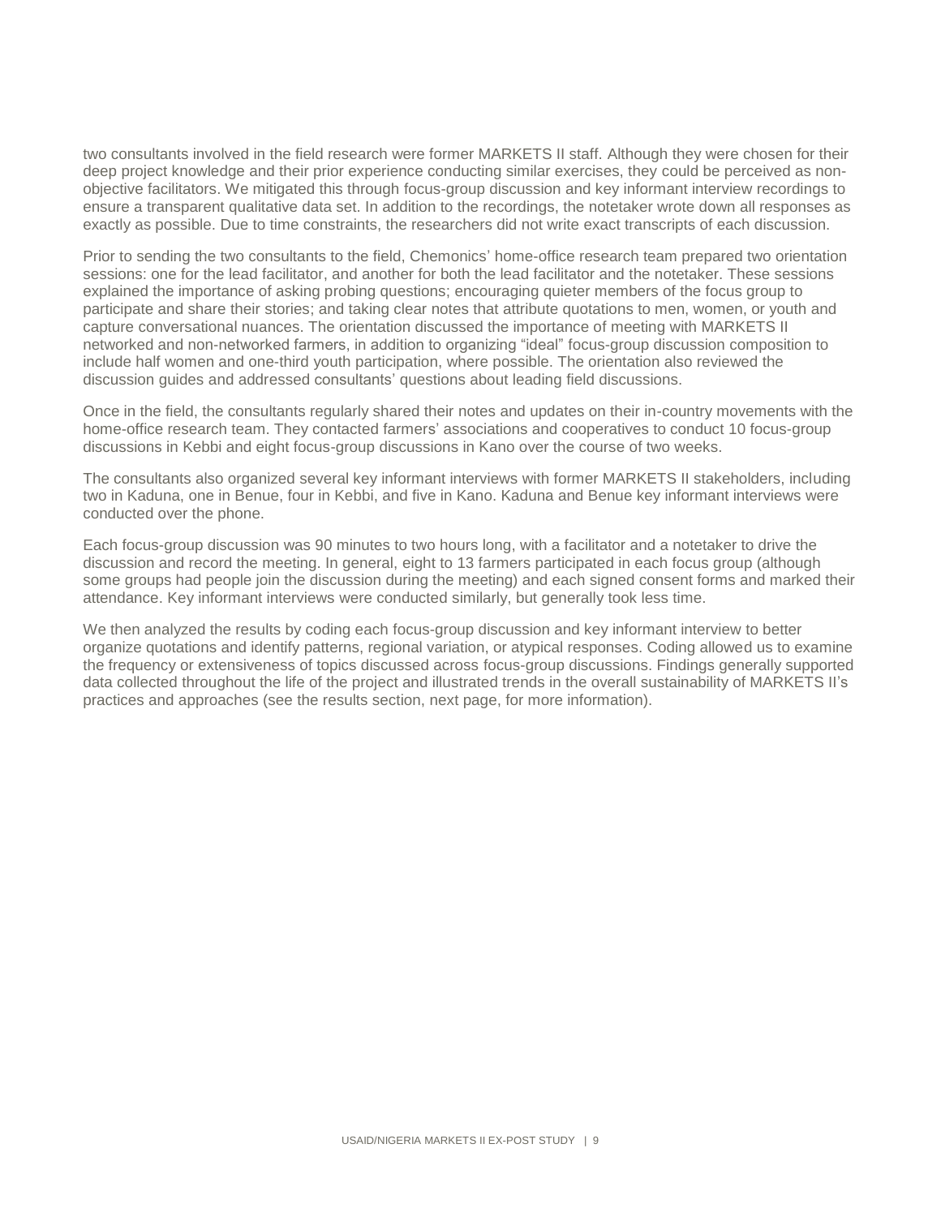two consultants involved in the field research were former MARKETS II staff. Although they were chosen for their deep project knowledge and their prior experience conducting similar exercises, they could be perceived as non-objective facilitators. We mitigated this through focus-group discussion and key informant interview recordings to ensure a transparent qualitative data set. In addition to the recordings, the notetaker wrote down all responses as exactly as possible. Due to time constraints, the researchers did not write exact transcripts of each discussion.

Prior to sending the two consultants to the field, Chemonics' home-office research team prepared two orientation sessions: one for the lead facilitator, and another for both the lead facilitator and the notetaker. These sessions explained the importance of asking probing questions; encouraging quieter members of the focus group to participate and share their stories; and taking clear notes that attribute quotations to men, women, or youth and capture conversational nuances. The orientation discussed the importance of meeting with MARKETS II networked and non-networked farmers, in addition to organizing "ideal" focus-group discussion composition to include half women and one-third youth participation, where possible. The orientation also reviewed the discussion guides and addressed consultants' questions about leading field discussions.

Once in the field, the consultants regularly shared their notes and updates on their in-country movements with the home-office research team. They contacted farmers' associations and cooperatives to conduct 10 focus-group discussions in Kebbi and eight focus-group discussions in Kano over the course of two weeks.

The consultants also organized several key informant interviews with former MARKETS II stakeholders, including two in Kaduna, one in Benue, four in Kebbi, and five in Kano. Kaduna and Benue key informant interviews were conducted over the phone.

Each focus-group discussion was 90 minutes to two hours long, with a facilitator and a notetaker to drive the discussion and record the meeting. In general, eight to 13 farmers participated in each focus group (although some groups had people join the discussion during the meeting) and each signed consent forms and marked their attendance. Key informant interviews were conducted similarly, but generally took less time.

We then analyzed the results by coding each focus-group discussion and key informant interview to better organize quotations and identify patterns, regional variation, or atypical responses. Coding allowed us to examine the frequency or extensiveness of topics discussed across focus-group discussions. Findings generally supported data collected throughout the life of the project and illustrated trends in the overall sustainability of MARKETS II's practices and approaches (see the results section, next page, for more information).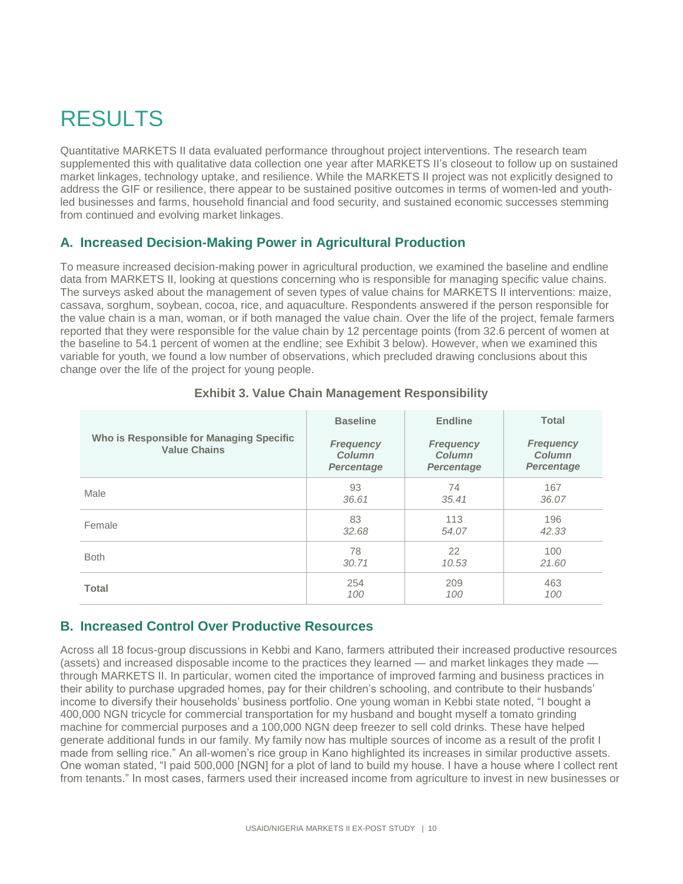# RESULTS

Quantitative MARKETS II data evaluated performance throughout project interventions. The research team supplemented this with qualitative data collection one year after MARKETS II's closeout to follow up on sustained market linkages, technology uptake, and resilience. While the MARKETS II project was not explicitly designed to address the GIF or resilience, there appear to be sustained positive outcomes in terms of women-led and youth-led businesses and farms, household financial and food security, and sustained economic successes stemming from continued and evolving market linkages.

## A. Increased Decision-Making Power in Agricultural Production

To measure increased decision-making power in agricultural production, we examined the baseline and endline data from MARKETS II, looking at questions concerning who is responsible for managing specific value chains. The surveys asked about the management of seven types of value chains for MARKETS II interventions: maize, cassava, sorghum, soybean, cocoa, rice, and aquaculture. Respondents answered if the person responsible for the value chain is a man, woman, or if both managed the value chain. Over the life of the project, female farmers reported that they were responsible for the value chain by 12 percentage points (from 32.6 percent of women at the baseline to 54.1 percent of women at the endline; see Exhibit 3 below). However, when we examined this variable for youth, we found a low number of observations, which precluded drawing conclusions about this change over the life of the project for young people.

**Exhibit 3. Value Chain Management Responsibility**

| Who is Responsible for Managing Specific Value Chains | Baseline<br>*Frequency Column Percentage* | Endline<br>*Frequency Column Percentage* | Total<br>*Frequency Column Percentage* |
|---|---|---|---|
| Male | 93<br>*36.61* | 74<br>*35.41* | 167<br>*36.07* |
| Female | 83<br>*32.68* | 113<br>*54.07* | 196<br>*42.33* |
| Both | 78<br>*30.71* | 22<br>*10.53* | 100<br>*21.60* |
| **Total** | 254<br>*100* | 209<br>*100* | 463<br>*100* |

## B. Increased Control Over Productive Resources

Across all 18 focus-group discussions in Kebbi and Kano, farmers attributed their increased productive resources (assets) and increased disposable income to the practices they learned — and market linkages they made — through MARKETS II. In particular, women cited the importance of improved farming and business practices in their ability to purchase upgraded homes, pay for their children's schooling, and contribute to their husbands' income to diversify their households' business portfolio. One young woman in Kebbi state noted, "I bought a 400,000 NGN tricycle for commercial transportation for my husband and bought myself a tomato grinding machine for commercial purposes and a 100,000 NGN deep freezer to sell cold drinks. These have helped generate additional funds in our family. My family now has multiple sources of income as a result of the profit I made from selling rice." An all-women's rice group in Kano highlighted its increases in similar productive assets. One woman stated, "I paid 500,000 [NGN] for a plot of land to build my house. I have a house where I collect rent from tenants." In most cases, farmers used their increased income from agriculture to invest in new businesses or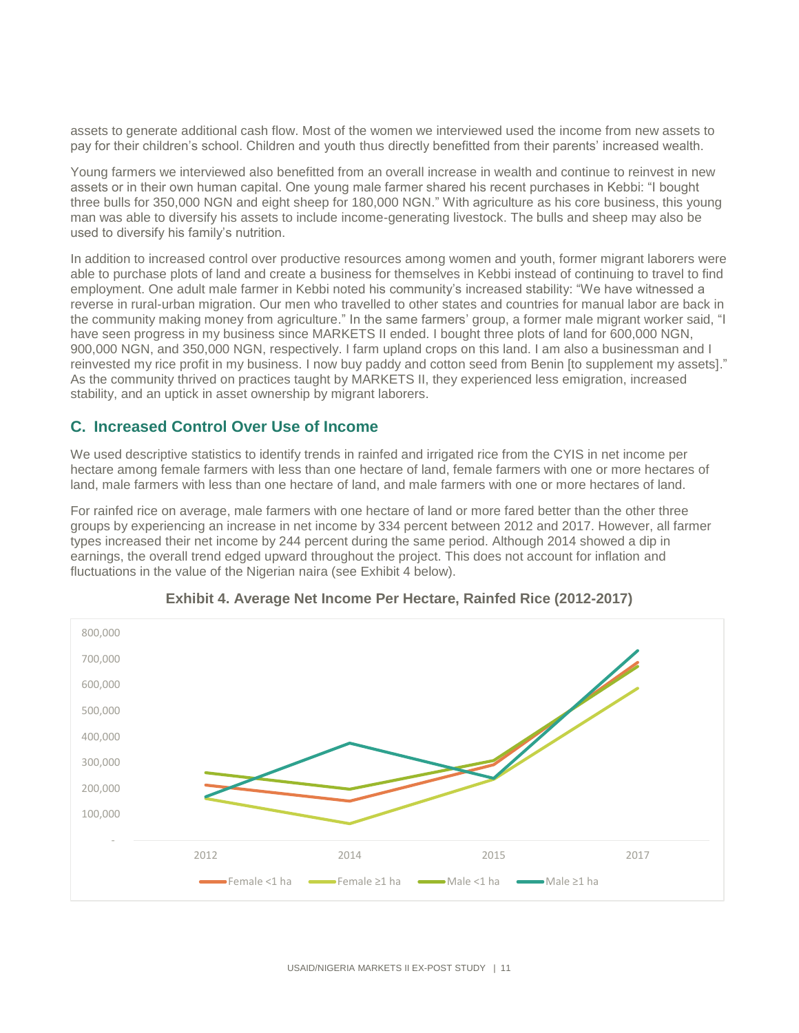assets to generate additional cash flow. Most of the women we interviewed used the income from new assets to pay for their children's school. Children and youth thus directly benefitted from their parents' increased wealth.

Young farmers we interviewed also benefitted from an overall increase in wealth and continue to reinvest in new assets or in their own human capital. One young male farmer shared his recent purchases in Kebbi: "I bought three bulls for 350,000 NGN and eight sheep for 180,000 NGN." With agriculture as his core business, this young man was able to diversify his assets to include income-generating livestock. The bulls and sheep may also be used to diversify his family's nutrition.

In addition to increased control over productive resources among women and youth, former migrant laborers were able to purchase plots of land and create a business for themselves in Kebbi instead of continuing to travel to find employment. One adult male farmer in Kebbi noted his community's increased stability: "We have witnessed a reverse in rural-urban migration. Our men who travelled to other states and countries for manual labor are back in the community making money from agriculture." In the same farmers' group, a former male migrant worker said, "I have seen progress in my business since MARKETS II ended. I bought three plots of land for 600,000 NGN, 900,000 NGN, and 350,000 NGN, respectively. I farm upland crops on this land. I am also a businessman and I reinvested my rice profit in my business. I now buy paddy and cotton seed from Benin [to supplement my assets]." As the community thrived on practices taught by MARKETS II, they experienced less emigration, increased stability, and an uptick in asset ownership by migrant laborers.

## C. Increased Control Over Use of Income

We used descriptive statistics to identify trends in rainfed and irrigated rice from the CYIS in net income per hectare among female farmers with less than one hectare of land, female farmers with one or more hectares of land, male farmers with less than one hectare of land, and male farmers with one or more hectares of land.

For rainfed rice on average, male farmers with one hectare of land or more fared better than the other three groups by experiencing an increase in net income by 334 percent between 2012 and 2017. However, all farmer types increased their net income by 244 percent during the same period. Although 2014 showed a dip in earnings, the overall trend edged upward throughout the project. This does not account for inflation and fluctuations in the value of the Nigerian naira (see Exhibit 4 below).

**Exhibit 4. Average Net Income Per Hectare, Rainfed Rice (2012-2017)**

800,000
700,000
600,000
500,000
400,000
300,000
200,000
100,000
-

2012 2014 2015 2017

Female <1 ha
Female ≥1 ha
Male <1 ha
Male ≥1 ha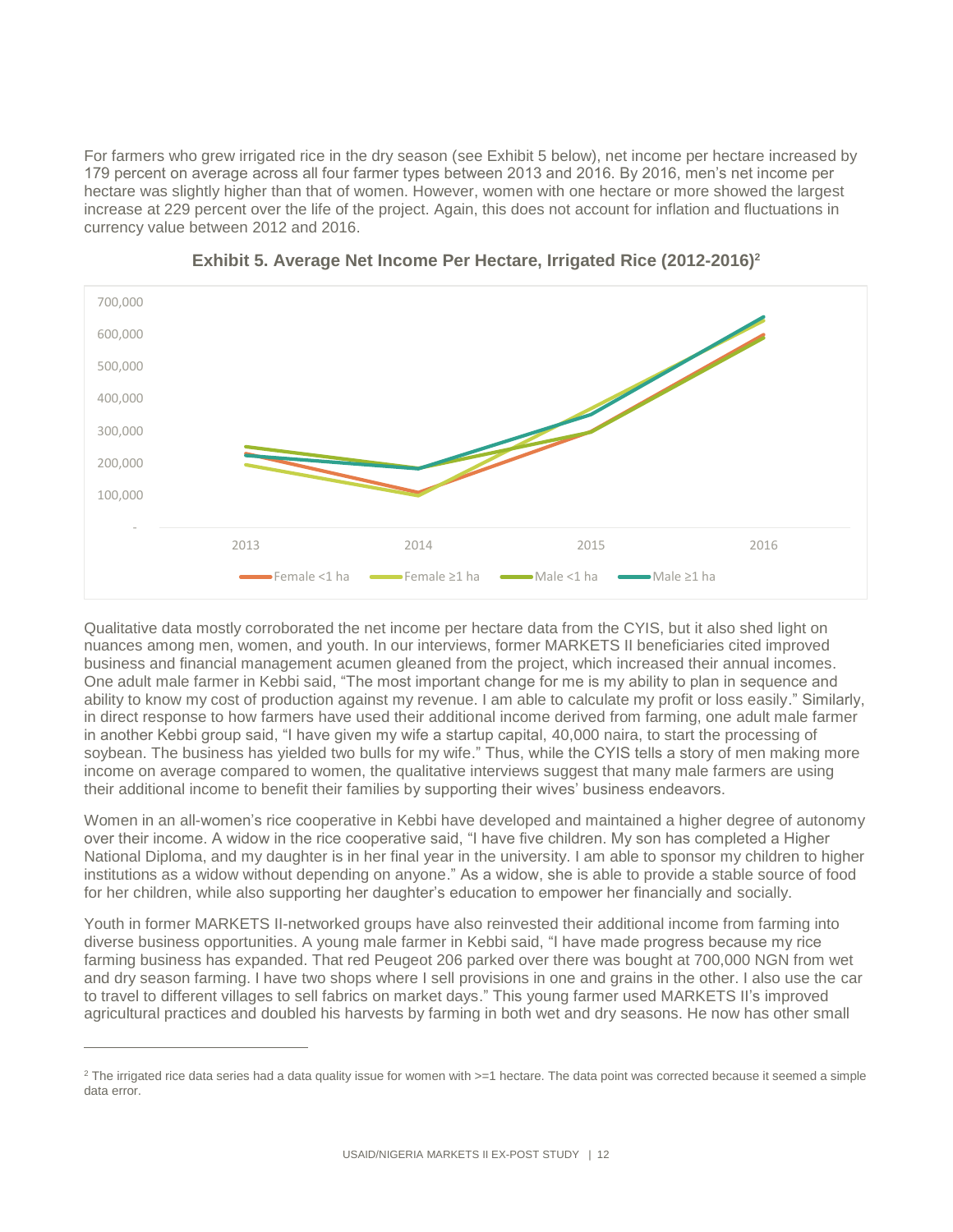For farmers who grew irrigated rice in the dry season (see Exhibit 5 below), net income per hectare increased by 179 percent on average across all four farmer types between 2013 and 2016. By 2016, men's net income per hectare was slightly higher than that of women. However, women with one hectare or more showed the largest increase at 229 percent over the life of the project. Again, this does not account for inflation and fluctuations in currency value between 2012 and 2016.

**Exhibit 5. Average Net Income Per Hectare, Irrigated Rice (2012-2016)[2]**

700,000
600,000
500,000
400,000
300,000
200,000
100,000
-

2013
2014
2015
2016

Female <1 ha
Female ≥1 ha
Male <1 ha
Male ≥1 ha

Qualitative data mostly corroborated the net income per hectare data from the CYIS, but it also shed light on nuances among men, women, and youth. In our interviews, former MARKETS II beneficiaries cited improved business and financial management acumen gleaned from the project, which increased their annual incomes. One adult male farmer in Kebbi said, "The most important change for me is my ability to plan in sequence and ability to know my cost of production against my revenue. I am able to calculate my profit or loss easily." Similarly, in direct response to how farmers have used their additional income derived from farming, one adult male farmer in another Kebbi group said, "I have given my wife a startup capital, 40,000 naira, to start the processing of soybean. The business has yielded two bulls for my wife." Thus, while the CYIS tells a story of men making more income on average compared to women, the qualitative interviews suggest that many male farmers are using their additional income to benefit their families by supporting their wives' business endeavors.

Women in an all-women's rice cooperative in Kebbi have developed and maintained a higher degree of autonomy over their income. A widow in the rice cooperative said, "I have five children. My son has completed a Higher National Diploma, and my daughter is in her final year in the university. I am able to sponsor my children to higher institutions as a widow without depending on anyone." As a widow, she is able to provide a stable source of food for her children, while also supporting her daughter's education to empower her financially and socially.

Youth in former MARKETS II-networked groups have also reinvested their additional income from farming into diverse business opportunities. A young male farmer in Kebbi said, "I have made progress because my rice farming business has expanded. That red Peugeot 206 parked over there was bought at 700,000 NGN from wet and dry season farming. I have two shops where I sell provisions in one and grains in the other. I also use the car to travel to different villages to sell fabrics on market days." This young farmer used MARKETS II's improved agricultural practices and doubled his harvests by farming in both wet and dry seasons. He now has other small

---

[2] The irrigated rice data series had a data quality issue for women with >=1 hectare. The data point was corrected because it seemed a simple data error.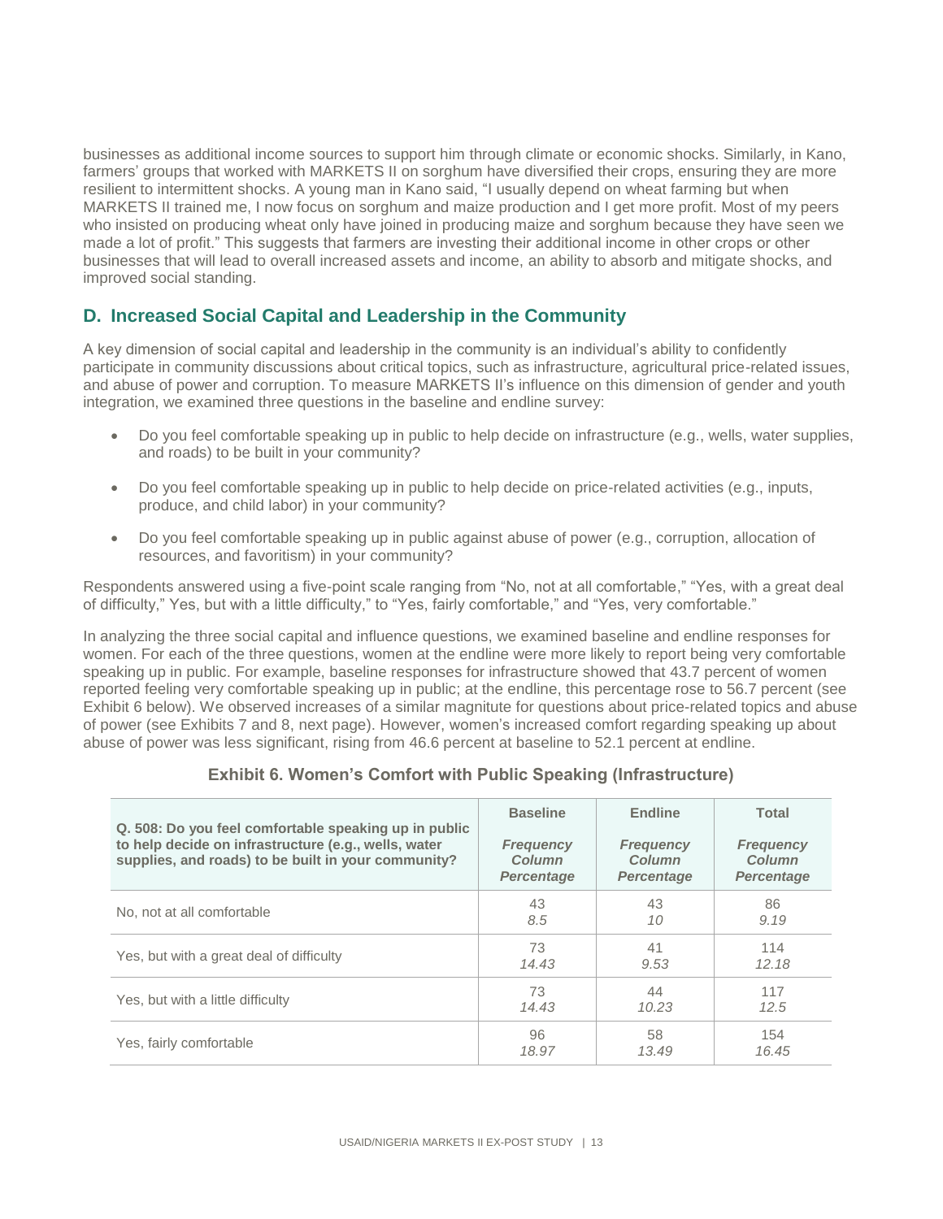businesses as additional income sources to support him through climate or economic shocks. Similarly, in Kano, farmers' groups that worked with MARKETS II on sorghum have diversified their crops, ensuring they are more resilient to intermittent shocks. A young man in Kano said, "I usually depend on wheat farming but when MARKETS II trained me, I now focus on sorghum and maize production and I get more profit. Most of my peers who insisted on producing wheat only have joined in producing maize and sorghum because they have seen we made a lot of profit." This suggests that farmers are investing their additional income in other crops or other businesses that will lead to overall increased assets and income, an ability to absorb and mitigate shocks, and improved social standing.

## D. Increased Social Capital and Leadership in the Community

A key dimension of social capital and leadership in the community is an individual's ability to confidently participate in community discussions about critical topics, such as infrastructure, agricultural price-related issues, and abuse of power and corruption. To measure MARKETS II's influence on this dimension of gender and youth integration, we examined three questions in the baseline and endline survey:

- Do you feel comfortable speaking up in public to help decide on infrastructure (e.g., wells, water supplies, and roads) to be built in your community?
- Do you feel comfortable speaking up in public to help decide on price-related activities (e.g., inputs, produce, and child labor) in your community?
- Do you feel comfortable speaking up in public against abuse of power (e.g., corruption, allocation of resources, and favoritism) in your community?

Respondents answered using a five-point scale ranging from "No, not at all comfortable," "Yes, with a great deal of difficulty," Yes, but with a little difficulty," to "Yes, fairly comfortable," and "Yes, very comfortable."

In analyzing the three social capital and influence questions, we examined baseline and endline responses for women. For each of the three questions, women at the endline were more likely to report being very comfortable speaking up in public. For example, baseline responses for infrastructure showed that 43.7 percent of women reported feeling very comfortable speaking up in public; at the endline, this percentage rose to 56.7 percent (see Exhibit 6 below). We observed increases of a similar magnitude for questions about price-related topics and abuse of power (see Exhibits 7 and 8, next page). However, women's increased comfort regarding speaking up about abuse of power was less significant, rising from 46.6 percent at baseline to 52.1 percent at endline.

### Exhibit 6. Women's Comfort with Public Speaking (Infrastructure)

| Q. 508: Do you feel comfortable speaking up in public to help decide on infrastructure (e.g., wells, water supplies, and roads) to be built in your community? | Baseline<br>*Frequency Column Percentage* | Endline<br>*Frequency Column Percentage* | Total<br>*Frequency Column Percentage* |
|---|---|---|---|
| No, not at all comfortable | 43<br>*8.5* | 43<br>*10* | 86<br>*9.19* |
| Yes, but with a great deal of difficulty | 73<br>*14.43* | 41<br>*9.53* | 114<br>*12.18* |
| Yes, but with a little difficulty | 73<br>*14.43* | 44<br>*10.23* | 117<br>*12.5* |
| Yes, fairly comfortable | 96<br>*18.97* | 58<br>*13.49* | 154<br>*16.45* |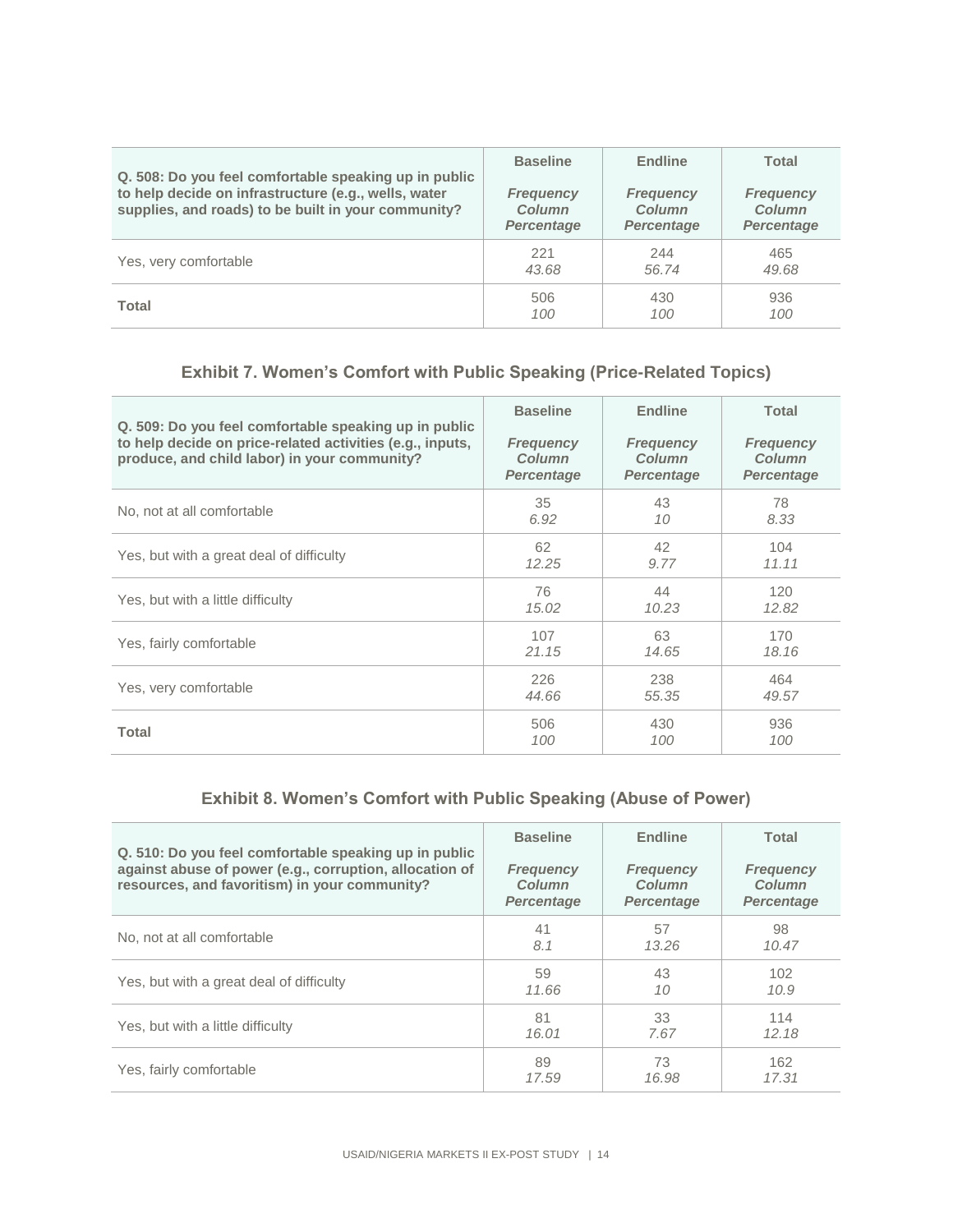| Q. 508: Do you feel comfortable speaking up in public to help decide on infrastructure (e.g., wells, water supplies, and roads) to be built in your community? | Baseline *Frequency Column Percentage* | Endline *Frequency Column Percentage* | Total *Frequency Column Percentage* |
|---|---|---|---|
| Yes, very comfortable | 221 *43.68* | 244 *56.74* | 465 *49.68* |
| **Total** | 506 *100* | 430 *100* | 936 *100* |

### Exhibit 7. Women's Comfort with Public Speaking (Price-Related Topics)

| Q. 509: Do you feel comfortable speaking up in public to help decide on price-related activities (e.g., inputs, produce, and child labor) in your community? | Baseline *Frequency Column Percentage* | Endline *Frequency Column Percentage* | Total *Frequency Column Percentage* |
|---|---|---|---|
| No, not at all comfortable | 35 *6.92* | 43 *10* | 78 *8.33* |
| Yes, but with a great deal of difficulty | 62 *12.25* | 42 *9.77* | 104 *11.11* |
| Yes, but with a little difficulty | 76 *15.02* | 44 *10.23* | 120 *12.82* |
| Yes, fairly comfortable | 107 *21.15* | 63 *14.65* | 170 *18.16* |
| Yes, very comfortable | 226 *44.66* | 238 *55.35* | 464 *49.57* |
| **Total** | 506 *100* | 430 *100* | 936 *100* |

### Exhibit 8. Women's Comfort with Public Speaking (Abuse of Power)

| Q. 510: Do you feel comfortable speaking up in public against abuse of power (e.g., corruption, allocation of resources, and favoritism) in your community? | Baseline *Frequency Column Percentage* | Endline *Frequency Column Percentage* | Total *Frequency Column Percentage* |
|---|---|---|---|
| No, not at all comfortable | 41 *8.1* | 57 *13.26* | 98 *10.47* |
| Yes, but with a great deal of difficulty | 59 *11.66* | 43 *10* | 102 *10.9* |
| Yes, but with a little difficulty | 81 *16.01* | 33 *7.67* | 114 *12.18* |
| Yes, fairly comfortable | 89 *17.59* | 73 *16.98* | 162 *17.31* |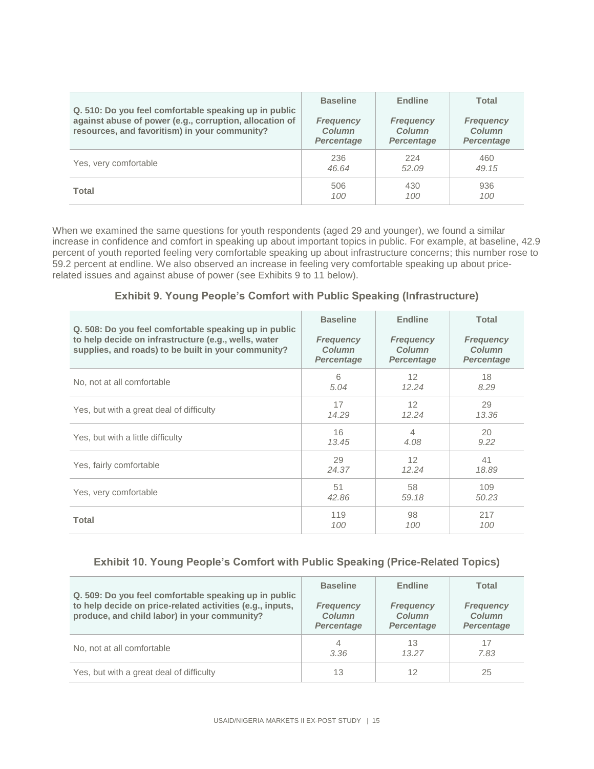| Q. 510: Do you feel comfortable speaking up in public against abuse of power (e.g., corruption, allocation of resources, and favoritism) in your community? | Baseline *Frequency Column Percentage* | Endline *Frequency Column Percentage* | Total *Frequency Column Percentage* |
|---|---|---|---|
| Yes, very comfortable | 236 *46.64* | 224 *52.09* | 460 *49.15* |
| **Total** | 506 *100* | 430 *100* | 936 *100* |

When we examined the same questions for youth respondents (aged 29 and younger), we found a similar increase in confidence and comfort in speaking up about important topics in public. For example, at baseline, 42.9 percent of youth reported feeling very comfortable speaking up about infrastructure concerns; this number rose to 59.2 percent at endline. We also observed an increase in feeling very comfortable speaking up about price-related issues and against abuse of power (see Exhibits 9 to 11 below).

### Exhibit 9. Young People's Comfort with Public Speaking (Infrastructure)

| Q. 508: Do you feel comfortable speaking up in public to help decide on infrastructure (e.g., wells, water supplies, and roads) to be built in your community? | Baseline *Frequency Column Percentage* | Endline *Frequency Column Percentage* | Total *Frequency Column Percentage* |
|---|---|---|---|
| No, not at all comfortable | 6 *5.04* | 12 *12.24* | 18 *8.29* |
| Yes, but with a great deal of difficulty | 17 *14.29* | 12 *12.24* | 29 *13.36* |
| Yes, but with a little difficulty | 16 *13.45* | 4 *4.08* | 20 *9.22* |
| Yes, fairly comfortable | 29 *24.37* | 12 *12.24* | 41 *18.89* |
| Yes, very comfortable | 51 *42.86* | 58 *59.18* | 109 *50.23* |
| **Total** | 119 *100* | 98 *100* | 217 *100* |

### Exhibit 10. Young People's Comfort with Public Speaking (Price-Related Topics)

| Q. 509: Do you feel comfortable speaking up in public to help decide on price-related activities (e.g., inputs, produce, and child labor) in your community? | Baseline *Frequency Column Percentage* | Endline *Frequency Column Percentage* | Total *Frequency Column Percentage* |
|---|---|---|---|
| No, not at all comfortable | 4 *3.36* | 13 *13.27* | 17 *7.83* |
| Yes, but with a great deal of difficulty | 13 | 12 | 25 |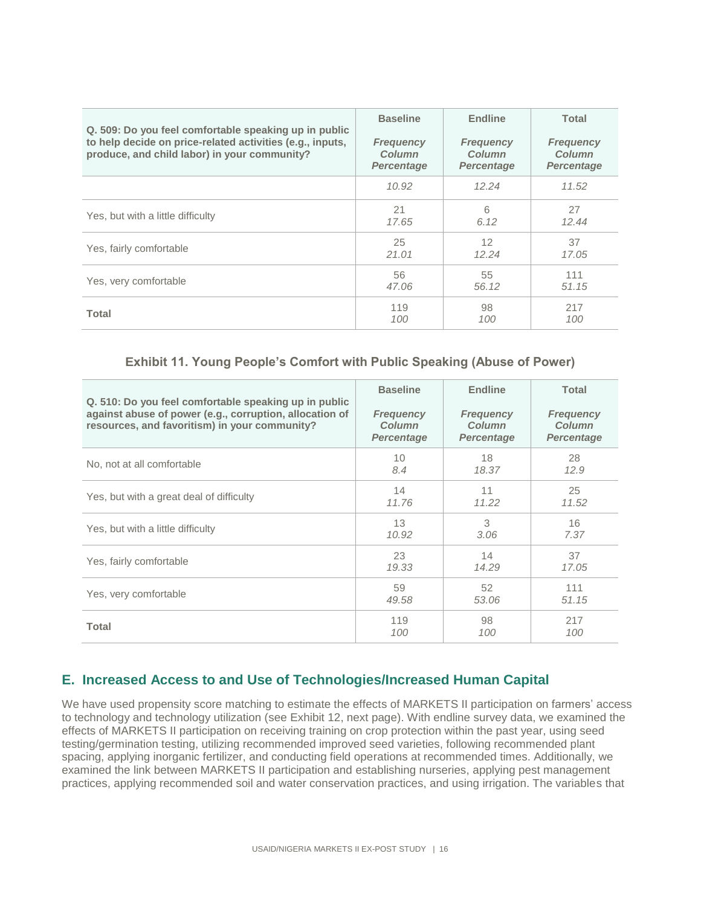| Q. 509: Do you feel comfortable speaking up in public to help decide on price-related activities (e.g., inputs, produce, and child labor) in your community? | Baseline<br>*Frequency Column Percentage* | Endline<br>*Frequency Column Percentage* | Total<br>*Frequency Column Percentage* |
|---|---|---|---|
| | *10.92* | *12.24* | *11.52* |
| Yes, but with a little difficulty | 21<br>*17.65* | 6<br>*6.12* | 27<br>*12.44* |
| Yes, fairly comfortable | 25<br>*21.01* | 12<br>*12.24* | 37<br>*17.05* |
| Yes, very comfortable | 56<br>*47.06* | 55<br>*56.12* | 111<br>*51.15* |
| **Total** | 119<br>*100* | 98<br>*100* | 217<br>*100* |

### Exhibit 11. Young People's Comfort with Public Speaking (Abuse of Power)

| Q. 510: Do you feel comfortable speaking up in public against abuse of power (e.g., corruption, allocation of resources, and favoritism) in your community? | Baseline<br>*Frequency Column Percentage* | Endline<br>*Frequency Column Percentage* | Total<br>*Frequency Column Percentage* |
|---|---|---|---|
| No, not at all comfortable | 10<br>*8.4* | 18<br>*18.37* | 28<br>*12.9* |
| Yes, but with a great deal of difficulty | 14<br>*11.76* | 11<br>*11.22* | 25<br>*11.52* |
| Yes, but with a little difficulty | 13<br>*10.92* | 3<br>*3.06* | 16<br>*7.37* |
| Yes, fairly comfortable | 23<br>*19.33* | 14<br>*14.29* | 37<br>*17.05* |
| Yes, very comfortable | 59<br>*49.58* | 52<br>*53.06* | 111<br>*51.15* |
| **Total** | 119<br>*100* | 98<br>*100* | 217<br>*100* |

## E. Increased Access to and Use of Technologies/Increased Human Capital

We have used propensity score matching to estimate the effects of MARKETS II participation on farmers' access to technology and technology utilization (see Exhibit 12, next page). With endline survey data, we examined the effects of MARKETS II participation on receiving training on crop protection within the past year, using seed testing/germination testing, utilizing recommended improved seed varieties, following recommended plant spacing, applying inorganic fertilizer, and conducting field operations at recommended times. Additionally, we examined the link between MARKETS II participation and establishing nurseries, applying pest management practices, applying recommended soil and water conservation practices, and using irrigation. The variables that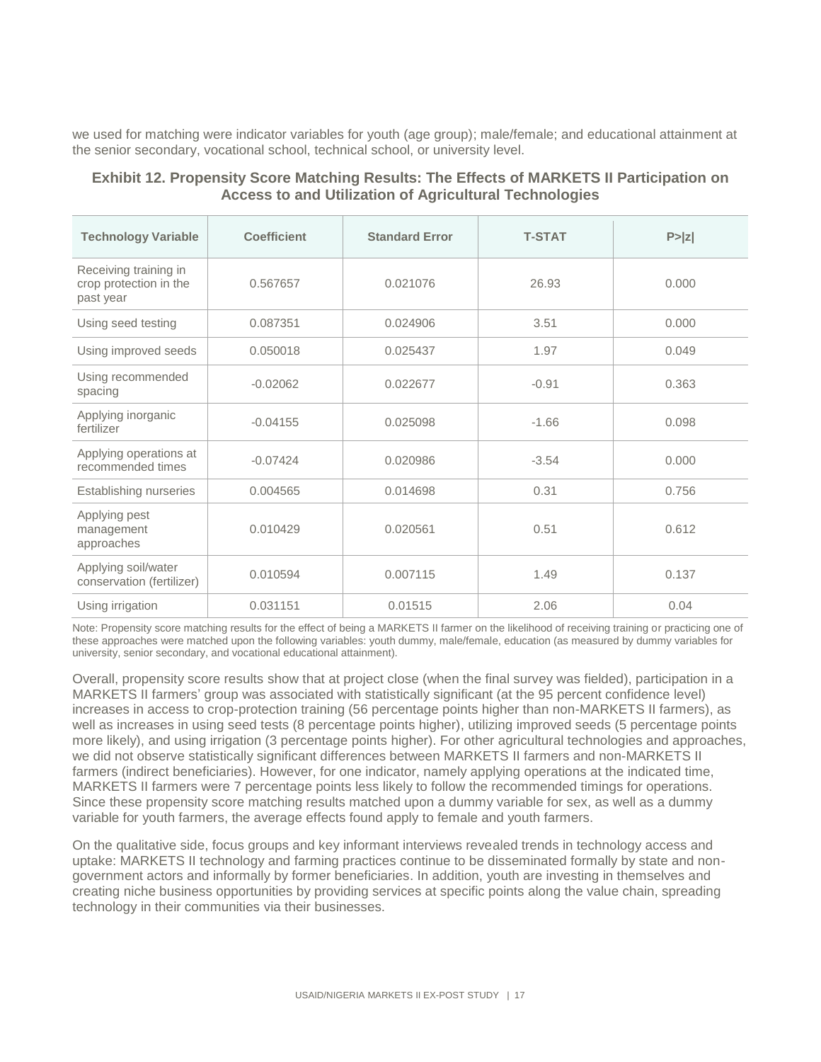we used for matching were indicator variables for youth (age group); male/female; and educational attainment at the senior secondary, vocational school, technical school, or university level.

**Exhibit 12. Propensity Score Matching Results: The Effects of MARKETS II Participation on Access to and Utilization of Agricultural Technologies**

| Technology Variable | Coefficient | Standard Error | T-STAT | P>\|z\| |
|---|---|---|---|---|
| Receiving training in crop protection in the past year | 0.567657 | 0.021076 | 26.93 | 0.000 |
| Using seed testing | 0.087351 | 0.024906 | 3.51 | 0.000 |
| Using improved seeds | 0.050018 | 0.025437 | 1.97 | 0.049 |
| Using recommended spacing | -0.02062 | 0.022677 | -0.91 | 0.363 |
| Applying inorganic fertilizer | -0.04155 | 0.025098 | -1.66 | 0.098 |
| Applying operations at recommended times | -0.07424 | 0.020986 | -3.54 | 0.000 |
| Establishing nurseries | 0.004565 | 0.014698 | 0.31 | 0.756 |
| Applying pest management approaches | 0.010429 | 0.020561 | 0.51 | 0.612 |
| Applying soil/water conservation (fertilizer) | 0.010594 | 0.007115 | 1.49 | 0.137 |
| Using irrigation | 0.031151 | 0.01515 | 2.06 | 0.04 |

Note: Propensity score matching results for the effect of being a MARKETS II farmer on the likelihood of receiving training or practicing one of these approaches were matched upon the following variables: youth dummy, male/female, education (as measured by dummy variables for university, senior secondary, and vocational educational attainment).

Overall, propensity score results show that at project close (when the final survey was fielded), participation in a MARKETS II farmers' group was associated with statistically significant (at the 95 percent confidence level) increases in access to crop-protection training (56 percentage points higher than non-MARKETS II farmers), as well as increases in using seed tests (8 percentage points higher), utilizing improved seeds (5 percentage points more likely), and using irrigation (3 percentage points higher). For other agricultural technologies and approaches, we did not observe statistically significant differences between MARKETS II farmers and non-MARKETS II farmers (indirect beneficiaries). However, for one indicator, namely applying operations at the indicated time, MARKETS II farmers were 7 percentage points less likely to follow the recommended timings for operations. Since these propensity score matching results matched upon a dummy variable for sex, as well as a dummy variable for youth farmers, the average effects found apply to female and youth farmers.

On the qualitative side, focus groups and key informant interviews revealed trends in technology access and uptake: MARKETS II technology and farming practices continue to be disseminated formally by state and non-government actors and informally by former beneficiaries. In addition, youth are investing in themselves and creating niche business opportunities by providing services at specific points along the value chain, spreading technology in their communities via their businesses.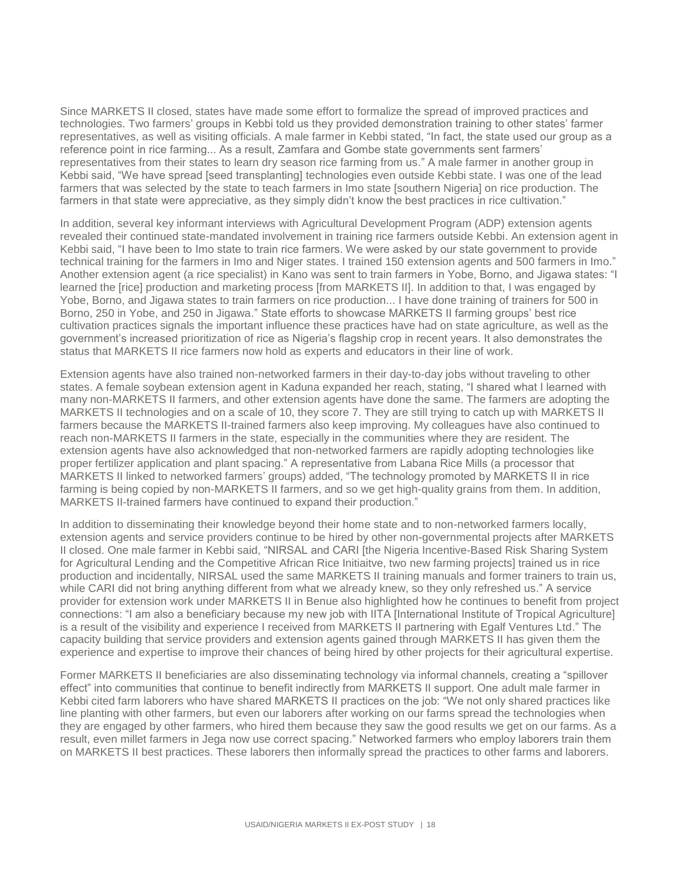Since MARKETS II closed, states have made some effort to formalize the spread of improved practices and technologies. Two farmers' groups in Kebbi told us they provided demonstration training to other states' farmer representatives, as well as visiting officials. A male farmer in Kebbi stated, "In fact, the state used our group as a reference point in rice farming... As a result, Zamfara and Gombe state governments sent farmers' representatives from their states to learn dry season rice farming from us." A male farmer in another group in Kebbi said, "We have spread [seed transplanting] technologies even outside Kebbi state. I was one of the lead farmers that was selected by the state to teach farmers in Imo state [southern Nigeria] on rice production. The farmers in that state were appreciative, as they simply didn't know the best practices in rice cultivation."

In addition, several key informant interviews with Agricultural Development Program (ADP) extension agents revealed their continued state-mandated involvement in training rice farmers outside Kebbi. An extension agent in Kebbi said, "I have been to Imo state to train rice farmers. We were asked by our state government to provide technical training for the farmers in Imo and Niger states. I trained 150 extension agents and 500 farmers in Imo." Another extension agent (a rice specialist) in Kano was sent to train farmers in Yobe, Borno, and Jigawa states: "I learned the [rice] production and marketing process [from MARKETS II]. In addition to that, I was engaged by Yobe, Borno, and Jigawa states to train farmers on rice production... I have done training of trainers for 500 in Borno, 250 in Yobe, and 250 in Jigawa." State efforts to showcase MARKETS II farming groups' best rice cultivation practices signals the important influence these practices have had on state agriculture, as well as the government's increased prioritization of rice as Nigeria's flagship crop in recent years. It also demonstrates the status that MARKETS II rice farmers now hold as experts and educators in their line of work.

Extension agents have also trained non-networked farmers in their day-to-day jobs without traveling to other states. A female soybean extension agent in Kaduna expanded her reach, stating, "I shared what I learned with many non-MARKETS II farmers, and other extension agents have done the same. The farmers are adopting the MARKETS II technologies and on a scale of 10, they score 7. They are still trying to catch up with MARKETS II farmers because the MARKETS II-trained farmers also keep improving. My colleagues have also continued to reach non-MARKETS II farmers in the state, especially in the communities where they are resident. The extension agents have also acknowledged that non-networked farmers are rapidly adopting technologies like proper fertilizer application and plant spacing." A representative from Labana Rice Mills (a processor that MARKETS II linked to networked farmers' groups) added, "The technology promoted by MARKETS II in rice farming is being copied by non-MARKETS II farmers, and so we get high-quality grains from them. In addition, MARKETS II-trained farmers have continued to expand their production."

In addition to disseminating their knowledge beyond their home state and to non-networked farmers locally, extension agents and service providers continue to be hired by other non-governmental projects after MARKETS II closed. One male farmer in Kebbi said, "NIRSAL and CARI [the Nigeria Incentive-Based Risk Sharing System for Agricultural Lending and the Competitive African Rice Initiaitve, two new farming projects] trained us in rice production and incidentally, NIRSAL used the same MARKETS II training manuals and former trainers to train us, while CARI did not bring anything different from what we already knew, so they only refreshed us." A service provider for extension work under MARKETS II in Benue also highlighted how he continues to benefit from project connections: "I am also a beneficiary because my new job with IITA [International Institute of Tropical Agriculture] is a result of the visibility and experience I received from MARKETS II partnering with Egalf Ventures Ltd." The capacity building that service providers and extension agents gained through MARKETS II has given them the experience and expertise to improve their chances of being hired by other projects for their agricultural expertise.

Former MARKETS II beneficiaries are also disseminating technology via informal channels, creating a "spillover effect" into communities that continue to benefit indirectly from MARKETS II support. One adult male farmer in Kebbi cited farm laborers who have shared MARKETS II practices on the job: "We not only shared practices like line planting with other farmers, but even our laborers after working on our farms spread the technologies when they are engaged by other farmers, who hired them because they saw the good results we get on our farms. As a result, even millet farmers in Jega now use correct spacing." Networked farmers who employ laborers train them on MARKETS II best practices. These laborers then informally spread the practices to other farms and laborers.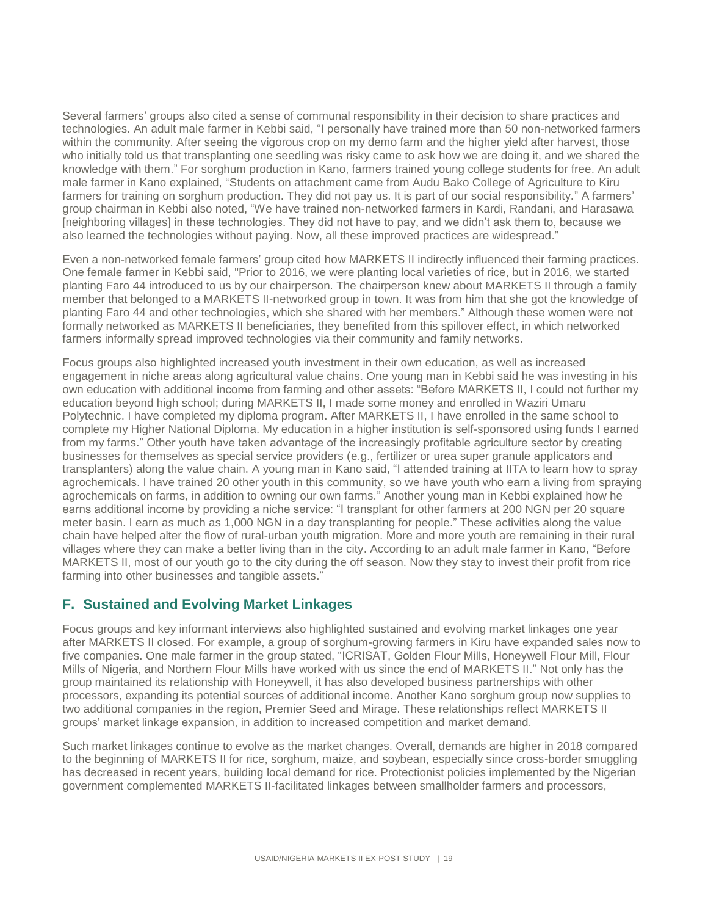Several farmers' groups also cited a sense of communal responsibility in their decision to share practices and technologies. An adult male farmer in Kebbi said, "I personally have trained more than 50 non-networked farmers within the community. After seeing the vigorous crop on my demo farm and the higher yield after harvest, those who initially told us that transplanting one seedling was risky came to ask how we are doing it, and we shared the knowledge with them." For sorghum production in Kano, farmers trained young college students for free. An adult male farmer in Kano explained, "Students on attachment came from Audu Bako College of Agriculture to Kiru farmers for training on sorghum production. They did not pay us. It is part of our social responsibility." A farmers' group chairman in Kebbi also noted, "We have trained non-networked farmers in Kardi, Randani, and Harasawa [neighboring villages] in these technologies. They did not have to pay, and we didn't ask them to, because we also learned the technologies without paying. Now, all these improved practices are widespread."

Even a non-networked female farmers' group cited how MARKETS II indirectly influenced their farming practices. One female farmer in Kebbi said, "Prior to 2016, we were planting local varieties of rice, but in 2016, we started planting Faro 44 introduced to us by our chairperson. The chairperson knew about MARKETS II through a family member that belonged to a MARKETS II-networked group in town. It was from him that she got the knowledge of planting Faro 44 and other technologies, which she shared with her members." Although these women were not formally networked as MARKETS II beneficiaries, they benefited from this spillover effect, in which networked farmers informally spread improved technologies via their community and family networks.

Focus groups also highlighted increased youth investment in their own education, as well as increased engagement in niche areas along agricultural value chains. One young man in Kebbi said he was investing in his own education with additional income from farming and other assets: "Before MARKETS II, I could not further my education beyond high school; during MARKETS II, I made some money and enrolled in Waziri Umaru Polytechnic. I have completed my diploma program. After MARKETS II, I have enrolled in the same school to complete my Higher National Diploma. My education in a higher institution is self-sponsored using funds I earned from my farms." Other youth have taken advantage of the increasingly profitable agriculture sector by creating businesses for themselves as special service providers (e.g., fertilizer or urea super granule applicators and transplanters) along the value chain. A young man in Kano said, "I attended training at IITA to learn how to spray agrochemicals. I have trained 20 other youth in this community, so we have youth who earn a living from spraying agrochemicals on farms, in addition to owning our own farms." Another young man in Kebbi explained how he earns additional income by providing a niche service: "I transplant for other farmers at 200 NGN per 20 square meter basin. I earn as much as 1,000 NGN in a day transplanting for people." These activities along the value chain have helped alter the flow of rural-urban youth migration. More and more youth are remaining in their rural villages where they can make a better living than in the city. According to an adult male farmer in Kano, "Before MARKETS II, most of our youth go to the city during the off season. Now they stay to invest their profit from rice farming into other businesses and tangible assets."

## F. Sustained and Evolving Market Linkages

Focus groups and key informant interviews also highlighted sustained and evolving market linkages one year after MARKETS II closed. For example, a group of sorghum-growing farmers in Kiru have expanded sales now to five companies. One male farmer in the group stated, "ICRISAT, Golden Flour Mills, Honeywell Flour Mill, Flour Mills of Nigeria, and Northern Flour Mills have worked with us since the end of MARKETS II." Not only has the group maintained its relationship with Honeywell, it has also developed business partnerships with other processors, expanding its potential sources of additional income. Another Kano sorghum group now supplies to two additional companies in the region, Premier Seed and Mirage. These relationships reflect MARKETS II groups' market linkage expansion, in addition to increased competition and market demand.

Such market linkages continue to evolve as the market changes. Overall, demands are higher in 2018 compared to the beginning of MARKETS II for rice, sorghum, maize, and soybean, especially since cross-border smuggling has decreased in recent years, building local demand for rice. Protectionist policies implemented by the Nigerian government complemented MARKETS II-facilitated linkages between smallholder farmers and processors,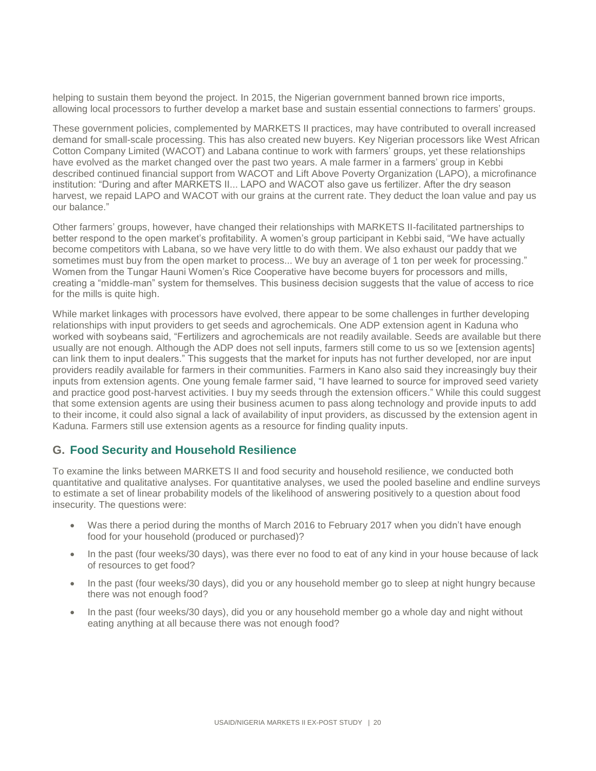helping to sustain them beyond the project. In 2015, the Nigerian government banned brown rice imports, allowing local processors to further develop a market base and sustain essential connections to farmers' groups.

These government policies, complemented by MARKETS II practices, may have contributed to overall increased demand for small-scale processing. This has also created new buyers. Key Nigerian processors like West African Cotton Company Limited (WACOT) and Labana continue to work with farmers' groups, yet these relationships have evolved as the market changed over the past two years. A male farmer in a farmers' group in Kebbi described continued financial support from WACOT and Lift Above Poverty Organization (LAPO), a microfinance institution: "During and after MARKETS II... LAPO and WACOT also gave us fertilizer. After the dry season harvest, we repaid LAPO and WACOT with our grains at the current rate. They deduct the loan value and pay us our balance."

Other farmers' groups, however, have changed their relationships with MARKETS II-facilitated partnerships to better respond to the open market's profitability. A women's group participant in Kebbi said, "We have actually become competitors with Labana, so we have very little to do with them. We also exhaust our paddy that we sometimes must buy from the open market to process... We buy an average of 1 ton per week for processing." Women from the Tungar Hauni Women's Rice Cooperative have become buyers for processors and mills, creating a "middle-man" system for themselves. This business decision suggests that the value of access to rice for the mills is quite high.

While market linkages with processors have evolved, there appear to be some challenges in further developing relationships with input providers to get seeds and agrochemicals. One ADP extension agent in Kaduna who worked with soybeans said, "Fertilizers and agrochemicals are not readily available. Seeds are available but there usually are not enough. Although the ADP does not sell inputs, farmers still come to us so we [extension agents] can link them to input dealers." This suggests that the market for inputs has not further developed, nor are input providers readily available for farmers in their communities. Farmers in Kano also said they increasingly buy their inputs from extension agents. One young female farmer said, "I have learned to source for improved seed variety and practice good post-harvest activities. I buy my seeds through the extension officers." While this could suggest that some extension agents are using their business acumen to pass along technology and provide inputs to add to their income, it could also signal a lack of availability of input providers, as discussed by the extension agent in Kaduna. Farmers still use extension agents as a resource for finding quality inputs.

## G. Food Security and Household Resilience

To examine the links between MARKETS II and food security and household resilience, we conducted both quantitative and qualitative analyses. For quantitative analyses, we used the pooled baseline and endline surveys to estimate a set of linear probability models of the likelihood of answering positively to a question about food insecurity. The questions were:

- Was there a period during the months of March 2016 to February 2017 when you didn't have enough food for your household (produced or purchased)?
- In the past (four weeks/30 days), was there ever no food to eat of any kind in your house because of lack of resources to get food?
- In the past (four weeks/30 days), did you or any household member go to sleep at night hungry because there was not enough food?
- In the past (four weeks/30 days), did you or any household member go a whole day and night without eating anything at all because there was not enough food?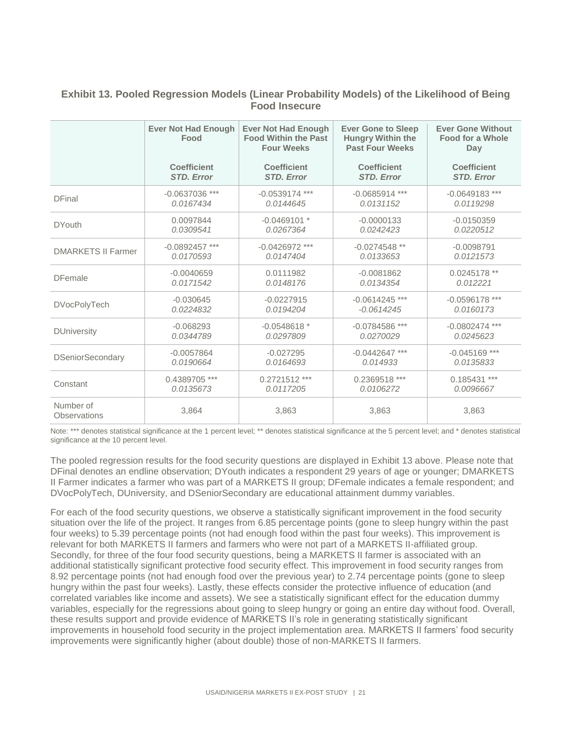### Exhibit 13. Pooled Regression Models (Linear Probability Models) of the Likelihood of Being Food Insecure

| | Ever Not Had Enough Food<br><br>Coefficient<br>*STD. Error* | Ever Not Had Enough Food Within the Past Four Weeks<br><br>Coefficient<br>*STD. Error* | Ever Gone to Sleep Hungry Within the Past Four Weeks<br><br>Coefficient<br>*STD. Error* | Ever Gone Without Food for a Whole Day<br><br>Coefficient<br>*STD. Error* |
|---|---|---|---|---|
| DFinal | -0.0637036 ***<br>*0.0167434* | -0.0539174 ***<br>*0.0144645* | -0.0685914 ***<br>*0.0131152* | -0.0649183 ***<br>*0.0119298* |
| DYouth | 0.0097844<br>*0.0309541* | -0.0469101 *<br>*0.0267364* | -0.0000133<br>*0.0242423* | -0.0150359<br>*0.0220512* |
| DMARKETS II Farmer | -0.0892457 ***<br>*0.0170593* | -0.0426972 ***<br>*0.0147404* | -0.0274548 **<br>*0.0133653* | -0.0098791<br>*0.0121573* |
| DFemale | -0.0040659<br>*0.0171542* | 0.0111982<br>*0.0148176* | -0.0081862<br>*0.0134354* | 0.0245178 **<br>*0.012221* |
| DVocPolyTech | -0.030645<br>*0.0224832* | -0.0227915<br>*0.0194204* | -0.0614245 ***<br>*-0.0614245* | -0.0596178 ***<br>*0.0160173* |
| DUniversity | -0.068293<br>*0.0344789* | -0.0548618 *<br>*0.0297809* | -0.0784586 ***<br>*0.0270029* | -0.0802474 ***<br>*0.0245623* |
| DSeniorSecondary | -0.0057864<br>*0.0190664* | -0.027295<br>*0.0164693* | -0.0442647 ***<br>*0.014933* | -0.045169 ***<br>*0.0135833* |
| Constant | 0.4389705 ***<br>*0.0135673* | 0.2721512 ***<br>*0.0117205* | 0.2369518 ***<br>*0.0106272* | 0.185431 ***<br>*0.0096667* |
| Number of Observations | 3,864 | 3,863 | 3,863 | 3,863 |

Note: *** denotes statistical significance at the 1 percent level; ** denotes statistical significance at the 5 percent level; and * denotes statistical significance at the 10 percent level.

The pooled regression results for the food security questions are displayed in Exhibit 13 above. Please note that DFinal denotes an endline observation; DYouth indicates a respondent 29 years of age or younger; DMARKETS II Farmer indicates a farmer who was part of a MARKETS II group; DFemale indicates a female respondent; and DVocPolyTech, DUniversity, and DSeniorSecondary are educational attainment dummy variables.

For each of the food security questions, we observe a statistically significant improvement in the food security situation over the life of the project. It ranges from 6.85 percentage points (gone to sleep hungry within the past four weeks) to 5.39 percentage points (not had enough food within the past four weeks). This improvement is relevant for both MARKETS II farmers and farmers who were not part of a MARKETS II-affiliated group. Secondly, for three of the four food security questions, being a MARKETS II farmer is associated with an additional statistically significant protective food security effect. This improvement in food security ranges from 8.92 percentage points (not had enough food over the previous year) to 2.74 percentage points (gone to sleep hungry within the past four weeks). Lastly, these effects consider the protective influence of education (and correlated variables like income and assets). We see a statistically significant effect for the education dummy variables, especially for the regressions about going to sleep hungry or going an entire day without food. Overall, these results support and provide evidence of MARKETS II's role in generating statistically significant improvements in household food security in the project implementation area. MARKETS II farmers' food security improvements were significantly higher (about double) those of non-MARKETS II farmers.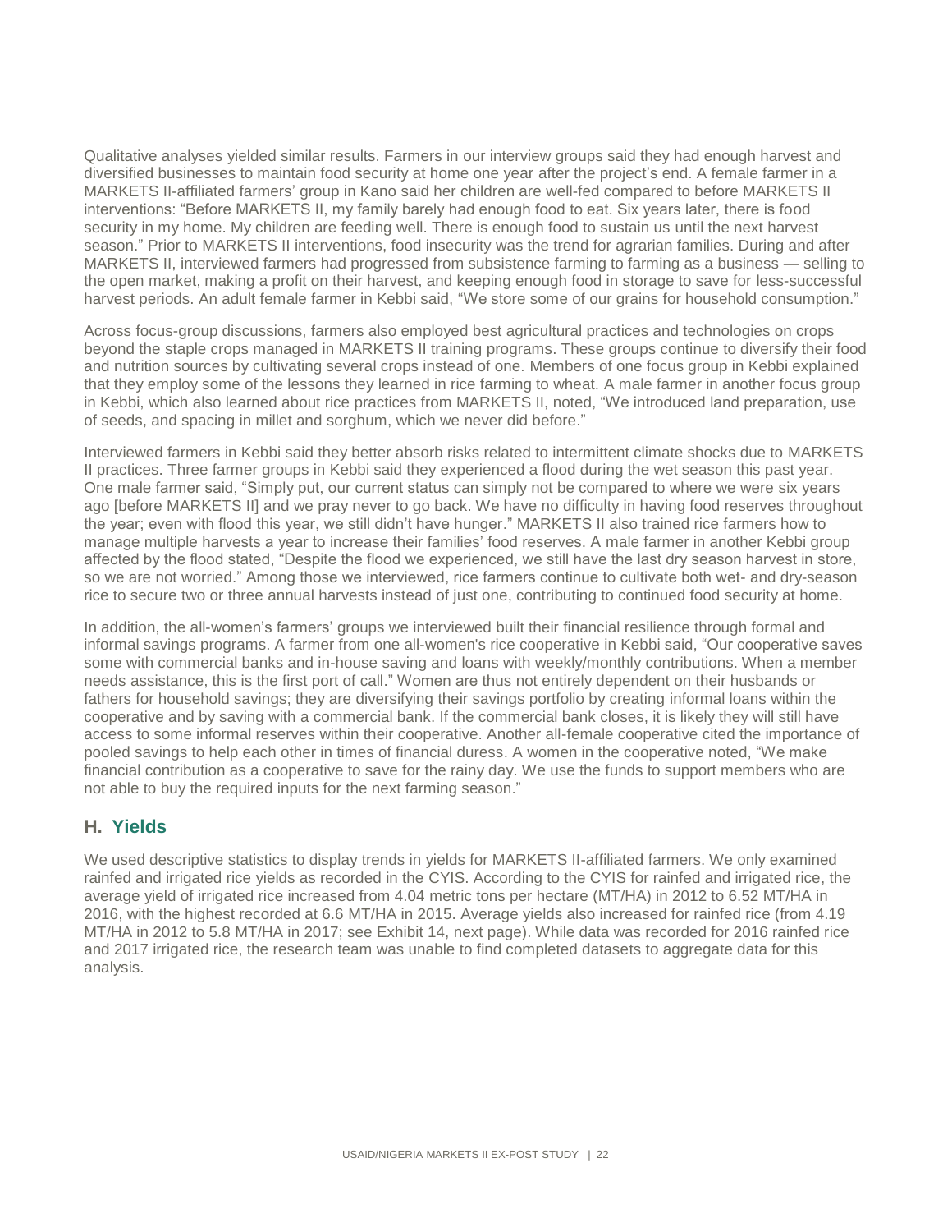Qualitative analyses yielded similar results. Farmers in our interview groups said they had enough harvest and diversified businesses to maintain food security at home one year after the project's end. A female farmer in a MARKETS II-affiliated farmers' group in Kano said her children are well-fed compared to before MARKETS II interventions: "Before MARKETS II, my family barely had enough food to eat. Six years later, there is food security in my home. My children are feeding well. There is enough food to sustain us until the next harvest season." Prior to MARKETS II interventions, food insecurity was the trend for agrarian families. During and after MARKETS II, interviewed farmers had progressed from subsistence farming to farming as a business — selling to the open market, making a profit on their harvest, and keeping enough food in storage to save for less-successful harvest periods. An adult female farmer in Kebbi said, "We store some of our grains for household consumption."

Across focus-group discussions, farmers also employed best agricultural practices and technologies on crops beyond the staple crops managed in MARKETS II training programs. These groups continue to diversify their food and nutrition sources by cultivating several crops instead of one. Members of one focus group in Kebbi explained that they employ some of the lessons they learned in rice farming to wheat. A male farmer in another focus group in Kebbi, which also learned about rice practices from MARKETS II, noted, "We introduced land preparation, use of seeds, and spacing in millet and sorghum, which we never did before."

Interviewed farmers in Kebbi said they better absorb risks related to intermittent climate shocks due to MARKETS II practices. Three farmer groups in Kebbi said they experienced a flood during the wet season this past year. One male farmer said, "Simply put, our current status can simply not be compared to where we were six years ago [before MARKETS II] and we pray never to go back. We have no difficulty in having food reserves throughout the year; even with flood this year, we still didn't have hunger." MARKETS II also trained rice farmers how to manage multiple harvests a year to increase their families' food reserves. A male farmer in another Kebbi group affected by the flood stated, "Despite the flood we experienced, we still have the last dry season harvest in store, so we are not worried." Among those we interviewed, rice farmers continue to cultivate both wet- and dry-season rice to secure two or three annual harvests instead of just one, contributing to continued food security at home.

In addition, the all-women's farmers' groups we interviewed built their financial resilience through formal and informal savings programs. A farmer from one all-women's rice cooperative in Kebbi said, "Our cooperative saves some with commercial banks and in-house saving and loans with weekly/monthly contributions. When a member needs assistance, this is the first port of call." Women are thus not entirely dependent on their husbands or fathers for household savings; they are diversifying their savings portfolio by creating informal loans within the cooperative and by saving with a commercial bank. If the commercial bank closes, it is likely they will still have access to some informal reserves within their cooperative. Another all-female cooperative cited the importance of pooled savings to help each other in times of financial duress. A women in the cooperative noted, "We make financial contribution as a cooperative to save for the rainy day. We use the funds to support members who are not able to buy the required inputs for the next farming season."

## H. Yields

We used descriptive statistics to display trends in yields for MARKETS II-affiliated farmers. We only examined rainfed and irrigated rice yields as recorded in the CYIS. According to the CYIS for rainfed and irrigated rice, the average yield of irrigated rice increased from 4.04 metric tons per hectare (MT/HA) in 2012 to 6.52 MT/HA in 2016, with the highest recorded at 6.6 MT/HA in 2015. Average yields also increased for rainfed rice (from 4.19 MT/HA in 2012 to 5.8 MT/HA in 2017; see Exhibit 14, next page). While data was recorded for 2016 rainfed rice and 2017 irrigated rice, the research team was unable to find completed datasets to aggregate data for this analysis.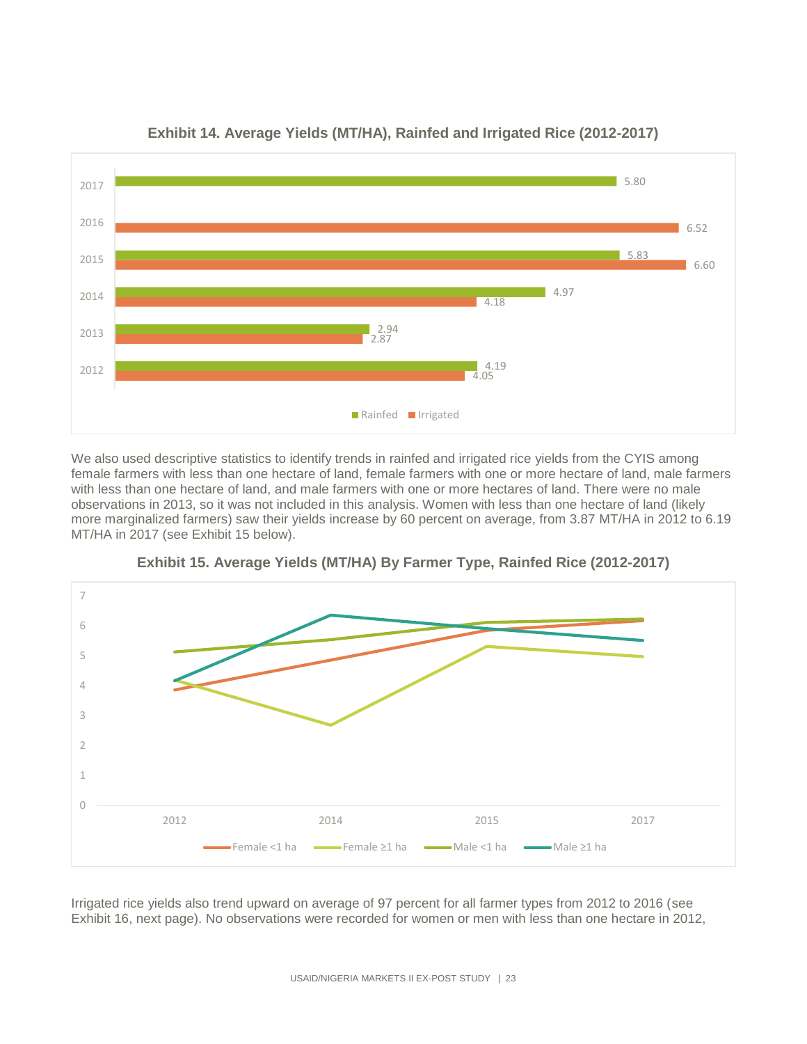**Exhibit 14. Average Yields (MT/HA), Rainfed and Irrigated Rice (2012-2017)**

2017
5.80

2016
6.52

2015
5.83
6.60

2014
4.97
4.18

2013
2.94
2.87

2012
4.19
4.05

Rainfed Irrigated

We also used descriptive statistics to identify trends in rainfed and irrigated rice yields from the CYIS among female farmers with less than one hectare of land, female farmers with one or more hectare of land, male farmers with less than one hectare of land, and male farmers with one or more hectares of land. There were no male observations in 2013, so it was not included in this analysis. Women with less than one hectare of land (likely more marginalized farmers) saw their yields increase by 60 percent on average, from 3.87 MT/HA in 2012 to 6.19 MT/HA in 2017 (see Exhibit 15 below).

**Exhibit 15. Average Yields (MT/HA) By Farmer Type, Rainfed Rice (2012-2017)**

7
6
5
4
3
2
1
0

2012 2014 2015 2017

Female <1 ha Female ≥1 ha Male <1 ha Male ≥1 ha

Irrigated rice yields also trend upward on average of 97 percent for all farmer types from 2012 to 2016 (see Exhibit 16, next page). No observations were recorded for women or men with less than one hectare in 2012,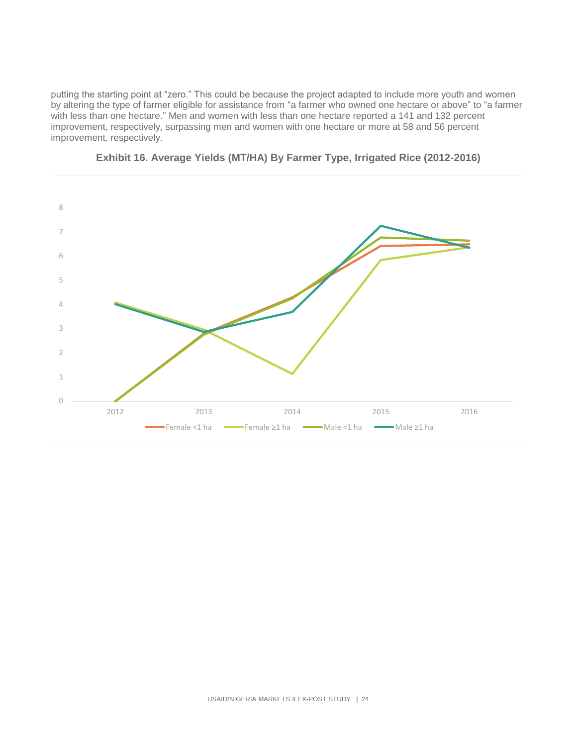putting the starting point at "zero." This could be because the project adapted to include more youth and women by altering the type of farmer eligible for assistance from "a farmer who owned one hectare or above" to "a farmer with less than one hectare." Men and women with less than one hectare reported a 141 and 132 percent improvement, respectively, surpassing men and women with one hectare or more at 58 and 56 percent improvement, respectively.

**Exhibit 16. Average Yields (MT/HA) By Farmer Type, Irrigated Rice (2012-2016)**

8
7
6
5
4
3
2
1
0

2012 2013 2014 2015 2016

Female <1 ha
Female ≥1 ha
Male <1 ha
Male ≥1 ha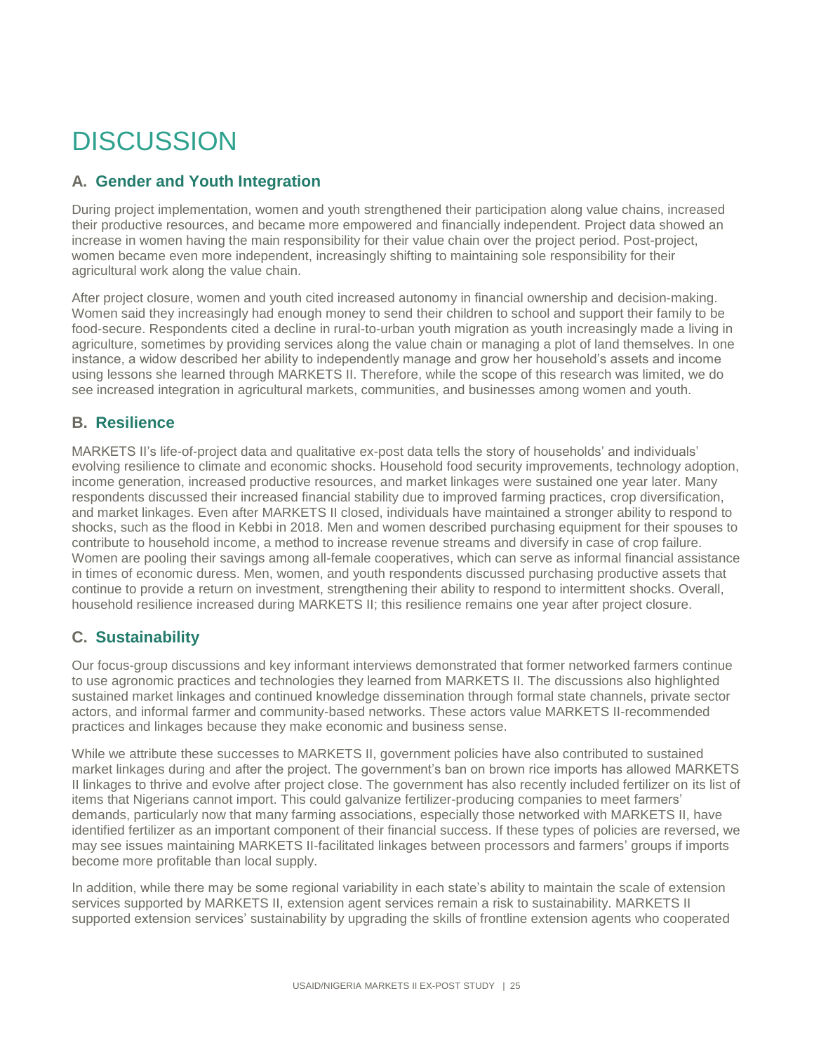# DISCUSSION

## A. Gender and Youth Integration

During project implementation, women and youth strengthened their participation along value chains, increased their productive resources, and became more empowered and financially independent. Project data showed an increase in women having the main responsibility for their value chain over the project period. Post-project, women became even more independent, increasingly shifting to maintaining sole responsibility for their agricultural work along the value chain.

After project closure, women and youth cited increased autonomy in financial ownership and decision-making. Women said they increasingly had enough money to send their children to school and support their family to be food-secure. Respondents cited a decline in rural-to-urban youth migration as youth increasingly made a living in agriculture, sometimes by providing services along the value chain or managing a plot of land themselves. In one instance, a widow described her ability to independently manage and grow her household's assets and income using lessons she learned through MARKETS II. Therefore, while the scope of this research was limited, we do see increased integration in agricultural markets, communities, and businesses among women and youth.

## B. Resilience

MARKETS II's life-of-project data and qualitative ex-post data tells the story of households' and individuals' evolving resilience to climate and economic shocks. Household food security improvements, technology adoption, income generation, increased productive resources, and market linkages were sustained one year later. Many respondents discussed their increased financial stability due to improved farming practices, crop diversification, and market linkages. Even after MARKETS II closed, individuals have maintained a stronger ability to respond to shocks, such as the flood in Kebbi in 2018. Men and women described purchasing equipment for their spouses to contribute to household income, a method to increase revenue streams and diversify in case of crop failure. Women are pooling their savings among all-female cooperatives, which can serve as informal financial assistance in times of economic duress. Men, women, and youth respondents discussed purchasing productive assets that continue to provide a return on investment, strengthening their ability to respond to intermittent shocks. Overall, household resilience increased during MARKETS II; this resilience remains one year after project closure.

## C. Sustainability

Our focus-group discussions and key informant interviews demonstrated that former networked farmers continue to use agronomic practices and technologies they learned from MARKETS II. The discussions also highlighted sustained market linkages and continued knowledge dissemination through formal state channels, private sector actors, and informal farmer and community-based networks. These actors value MARKETS II-recommended practices and linkages because they make economic and business sense.

While we attribute these successes to MARKETS II, government policies have also contributed to sustained market linkages during and after the project. The government's ban on brown rice imports has allowed MARKETS II linkages to thrive and evolve after project close. The government has also recently included fertilizer on its list of items that Nigerians cannot import. This could galvanize fertilizer-producing companies to meet farmers' demands, particularly now that many farming associations, especially those networked with MARKETS II, have identified fertilizer as an important component of their financial success. If these types of policies are reversed, we may see issues maintaining MARKETS II-facilitated linkages between processors and farmers' groups if imports become more profitable than local supply.

In addition, while there may be some regional variability in each state's ability to maintain the scale of extension services supported by MARKETS II, extension agent services remain a risk to sustainability. MARKETS II supported extension services' sustainability by upgrading the skills of frontline extension agents who cooperated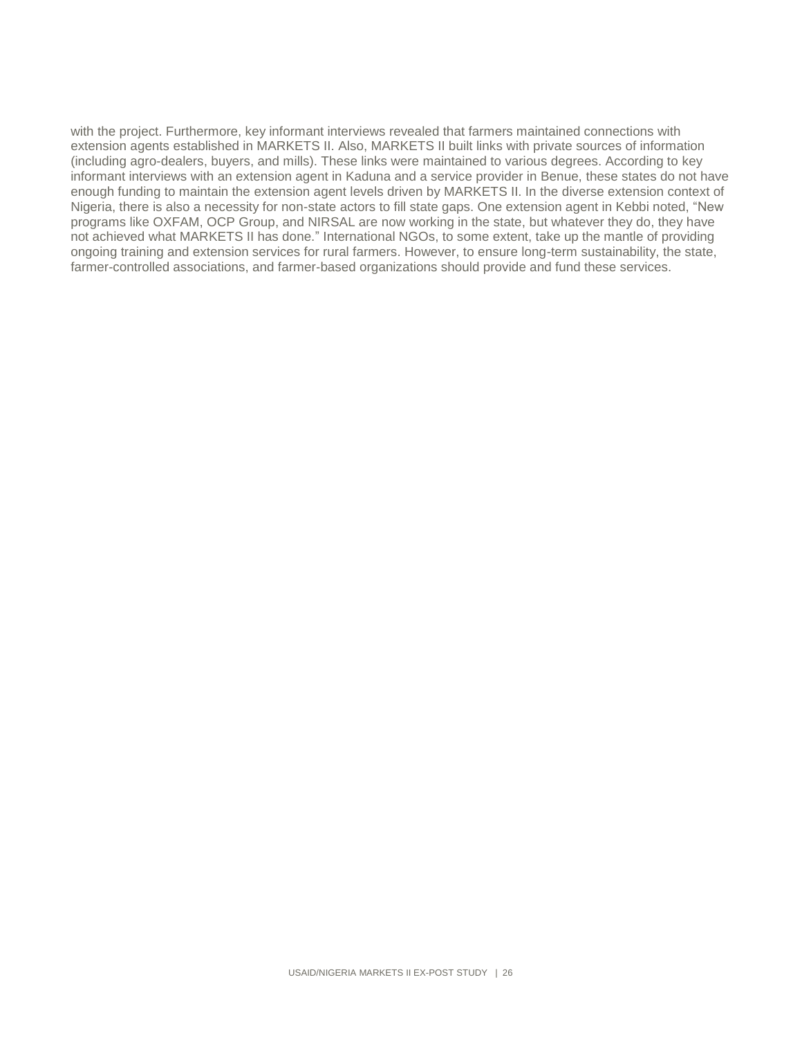with the project. Furthermore, key informant interviews revealed that farmers maintained connections with extension agents established in MARKETS II. Also, MARKETS II built links with private sources of information (including agro-dealers, buyers, and mills). These links were maintained to various degrees. According to key informant interviews with an extension agent in Kaduna and a service provider in Benue, these states do not have enough funding to maintain the extension agent levels driven by MARKETS II. In the diverse extension context of Nigeria, there is also a necessity for non-state actors to fill state gaps. One extension agent in Kebbi noted, "New programs like OXFAM, OCP Group, and NIRSAL are now working in the state, but whatever they do, they have not achieved what MARKETS II has done." International NGOs, to some extent, take up the mantle of providing ongoing training and extension services for rural farmers. However, to ensure long-term sustainability, the state, farmer-controlled associations, and farmer-based organizations should provide and fund these services.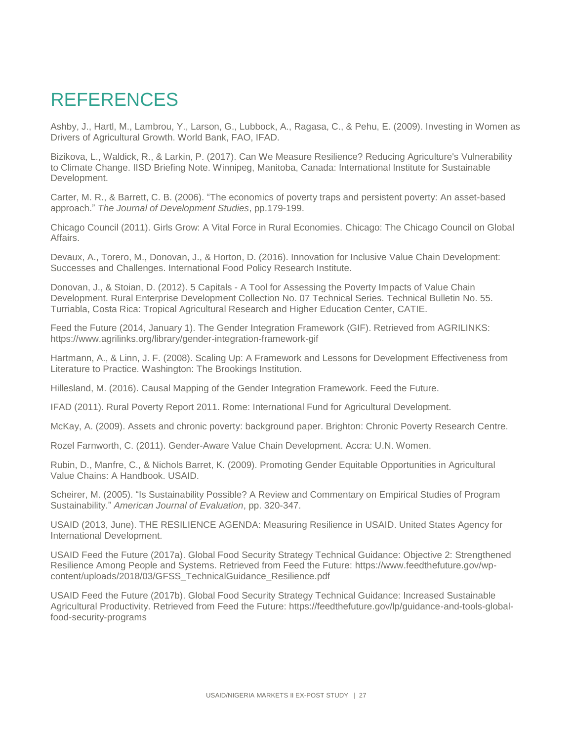# REFERENCES

Ashby, J., Hartl, M., Lambrou, Y., Larson, G., Lubbock, A., Ragasa, C., & Pehu, E. (2009). Investing in Women as Drivers of Agricultural Growth. World Bank, FAO, IFAD.

Bizikova, L., Waldick, R., & Larkin, P. (2017). Can We Measure Resilience? Reducing Agriculture's Vulnerability to Climate Change. IISD Briefing Note. Winnipeg, Manitoba, Canada: International Institute for Sustainable Development.

Carter, M. R., & Barrett, C. B. (2006). "The economics of poverty traps and persistent poverty: An asset-based approach." *The Journal of Development Studies*, pp.179-199.

Chicago Council (2011). Girls Grow: A Vital Force in Rural Economies. Chicago: The Chicago Council on Global Affairs.

Devaux, A., Torero, M., Donovan, J., & Horton, D. (2016). Innovation for Inclusive Value Chain Development: Successes and Challenges. International Food Policy Research Institute.

Donovan, J., & Stoian, D. (2012). 5 Capitals - A Tool for Assessing the Poverty Impacts of Value Chain Development. Rural Enterprise Development Collection No. 07 Technical Series. Technical Bulletin No. 55. Turriabla, Costa Rica: Tropical Agricultural Research and Higher Education Center, CATIE.

Feed the Future (2014, January 1). The Gender Integration Framework (GIF). Retrieved from AGRILINKS: https://www.agrilinks.org/library/gender-integration-framework-gif

Hartmann, A., & Linn, J. F. (2008). Scaling Up: A Framework and Lessons for Development Effectiveness from Literature to Practice. Washington: The Brookings Institution.

Hillesland, M. (2016). Causal Mapping of the Gender Integration Framework. Feed the Future.

IFAD (2011). Rural Poverty Report 2011. Rome: International Fund for Agricultural Development.

McKay, A. (2009). Assets and chronic poverty: background paper. Brighton: Chronic Poverty Research Centre.

Rozel Farnworth, C. (2011). Gender-Aware Value Chain Development. Accra: U.N. Women.

Rubin, D., Manfre, C., & Nichols Barret, K. (2009). Promoting Gender Equitable Opportunities in Agricultural Value Chains: A Handbook. USAID.

Scheirer, M. (2005). "Is Sustainability Possible? A Review and Commentary on Empirical Studies of Program Sustainability." *American Journal of Evaluation*, pp. 320-347.

USAID (2013, June). THE RESILIENCE AGENDA: Measuring Resilience in USAID. United States Agency for International Development.

USAID Feed the Future (2017a). Global Food Security Strategy Technical Guidance: Objective 2: Strengthened Resilience Among People and Systems. Retrieved from Feed the Future: https://www.feedthefuture.gov/wp-content/uploads/2018/03/GFSS_TechnicalGuidance_Resilience.pdf

USAID Feed the Future (2017b). Global Food Security Strategy Technical Guidance: Increased Sustainable Agricultural Productivity. Retrieved from Feed the Future: https://feedthefuture.gov/lp/guidance-and-tools-global-food-security-programs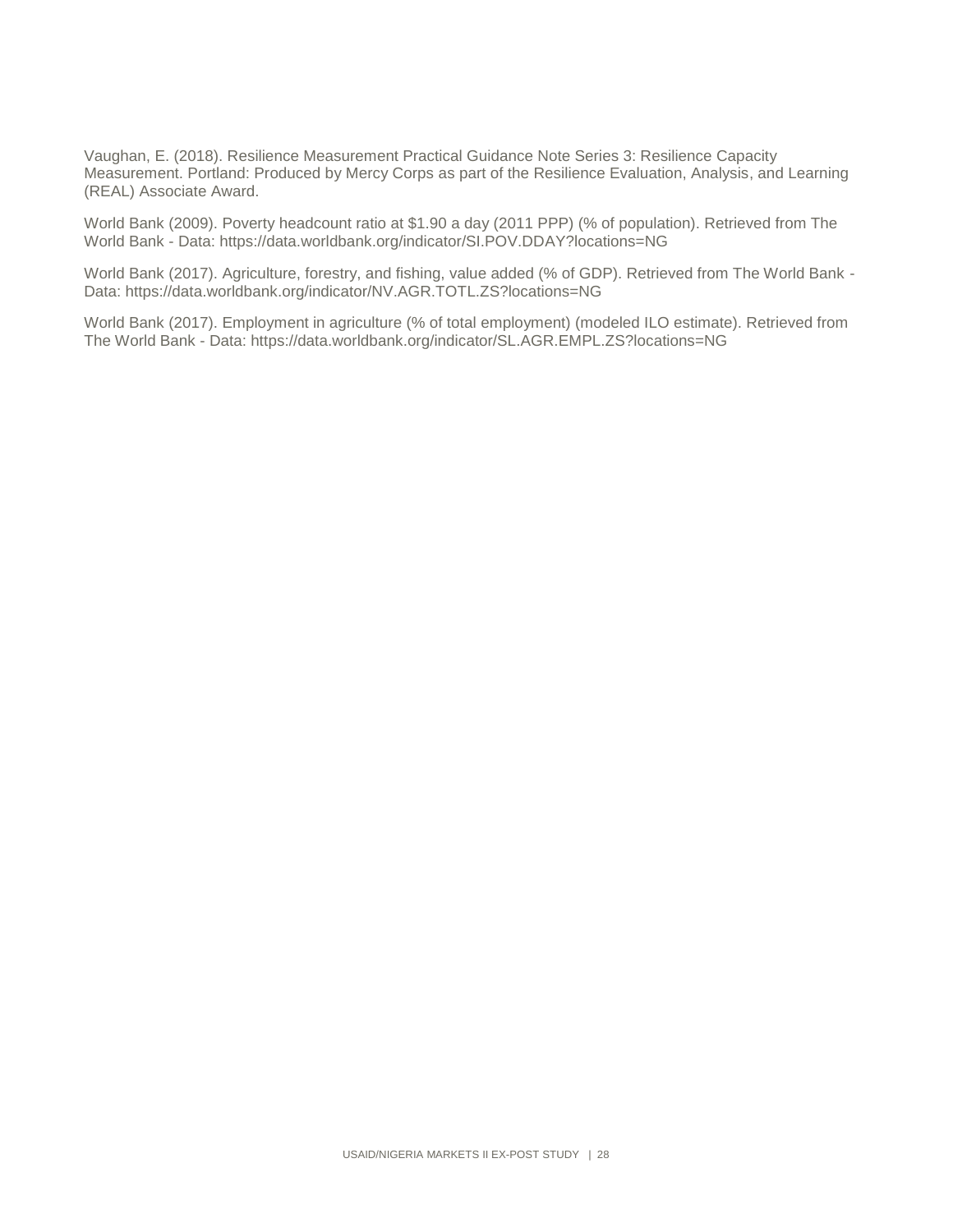Vaughan, E. (2018). Resilience Measurement Practical Guidance Note Series 3: Resilience Capacity Measurement. Portland: Produced by Mercy Corps as part of the Resilience Evaluation, Analysis, and Learning (REAL) Associate Award.

World Bank (2009). Poverty headcount ratio at $1.90 a day (2011 PPP) (% of population). Retrieved from The World Bank - Data: https://data.worldbank.org/indicator/SI.POV.DDAY?locations=NG

World Bank (2017). Agriculture, forestry, and fishing, value added (% of GDP). Retrieved from The World Bank - Data: https://data.worldbank.org/indicator/NV.AGR.TOTL.ZS?locations=NG

World Bank (2017). Employment in agriculture (% of total employment) (modeled ILO estimate). Retrieved from The World Bank - Data: https://data.worldbank.org/indicator/SL.AGR.EMPL.ZS?locations=NG